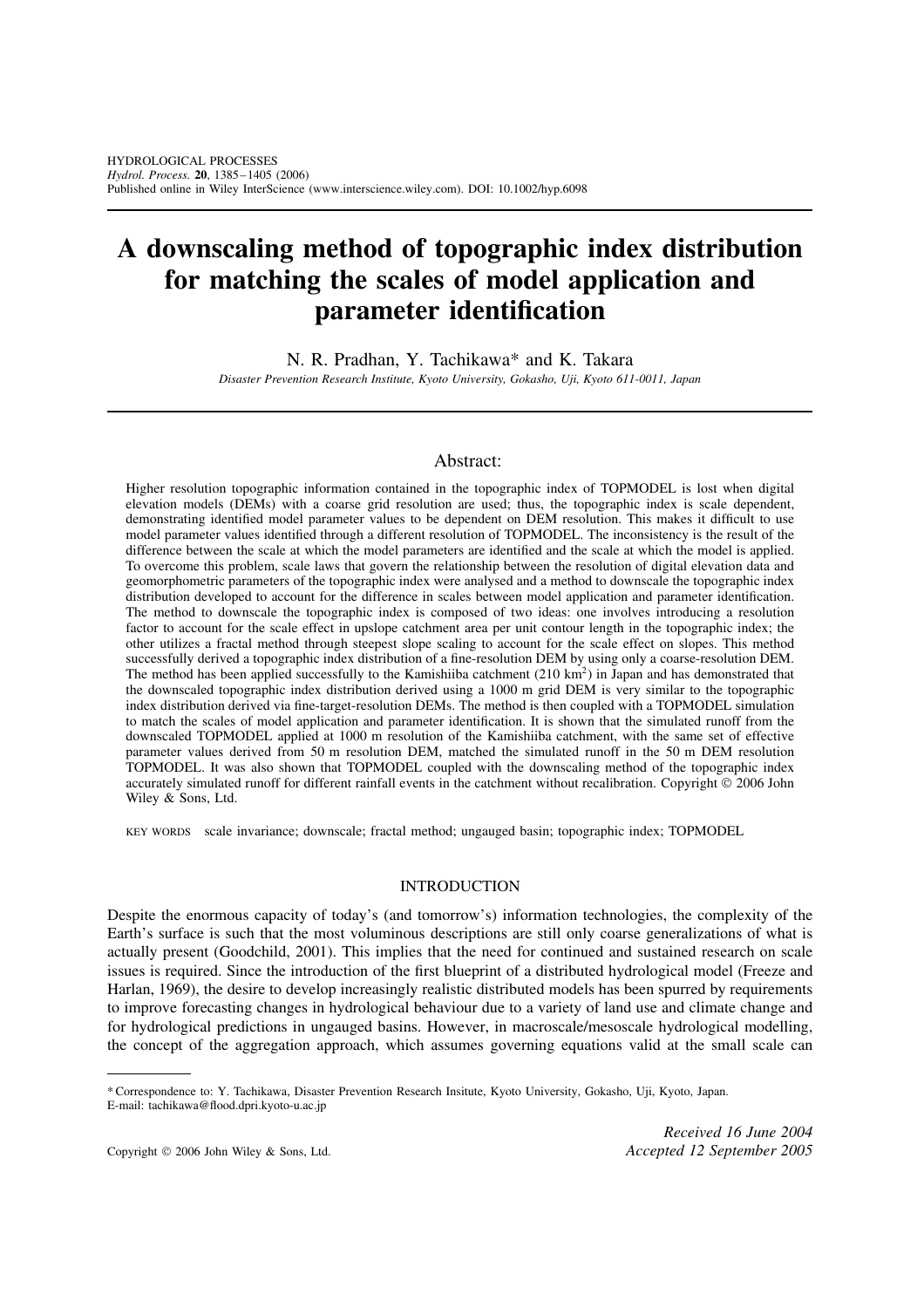# A downscaling method of topographic index distribution for matching the scales of model application and parameter identification

N. R. Pradhan, Y. Tachikawa* and K. Takara

*Disaster Prevention Research Institute, Kyoto University, Gokasho, Uji, Kyoto 611-0011, Japan*

## Abstract:

Higher resolution topographic information contained in the topographic index of TOPMODEL is lost when digital elevation models (DEMs) with a coarse grid resolution are used; thus, the topographic index is scale dependent, demonstrating identified model parameter values to be dependent on DEM resolution. This makes it difficult to use model parameter values identified through a different resolution of TOPMODEL. The inconsistency is the result of the difference between the scale at which the model parameters are identified and the scale at which the model is applied. To overcome this problem, scale laws that govern the relationship between the resolution of digital elevation data and geomorphometric parameters of the topographic index were analysed and a method to downscale the topographic index distribution developed to account for the difference in scales between model application and parameter identification. The method to downscale the topographic index is composed of two ideas: one involves introducing a resolution factor to account for the scale effect in upslope catchment area per unit contour length in the topographic index; the other utilizes a fractal method through steepest slope scaling to account for the scale effect on slopes. This method successfully derived a topographic index distribution of a fine-resolution DEM by using only a coarse-resolution DEM. The method has been applied successfully to the Kamishiiba catchment (210 km$^2$) in Japan and has demonstrated that the downscaled topographic index distribution derived using a 1000 m grid DEM is very similar to the topographic index distribution derived via fine-target-resolution DEMs. The method is then coupled with a TOPMODEL simulation to match the scales of model application and parameter identification. It is shown that the simulated runoff from the downscaled TOPMODEL applied at 1000 m resolution of the Kamishiiba catchment, with the same set of effective parameter values derived from 50 m resolution DEM, matched the simulated runoff in the 50 m DEM resolution TOPMODEL. It was also shown that TOPMODEL coupled with the downscaling method of the topographic index accurately simulated runoff for different rainfall events in the catchment without recalibration. Copyright © 2006 John Wiley & Sons, Ltd.

KEY WORDS scale invariance; downscale; fractal method; ungauged basin; topographic index; TOPMODEL

## INTRODUCTION

Despite the enormous capacity of today's (and tomorrow's) information technologies, the complexity of the Earth's surface is such that the most voluminous descriptions are still only coarse generalizations of what is actually present (Goodchild, 2001). This implies that the need for continued and sustained research on scale issues is required. Since the introduction of the first blueprint of a distributed hydrological model (Freeze and Harlan, 1969), the desire to develop increasingly realistic distributed models has been spurred by requirements to improve forecasting changes in hydrological behaviour due to a variety of land use and climate change and for hydrological predictions in ungauged basins. However, in macroscale/mesoscale hydrological modelling, the concept of the aggregation approach, which assumes governing equations valid at the small scale can

---

\* Correspondence to: Y. Tachikawa, Disaster Prevention Research Insitute, Kyoto University, Gokasho, Uji, Kyoto, Japan.
E-mail: tachikawa@flood.dpri.kyoto-u.ac.jp

*Received 16 June 2004*
*Accepted 12 September 2005*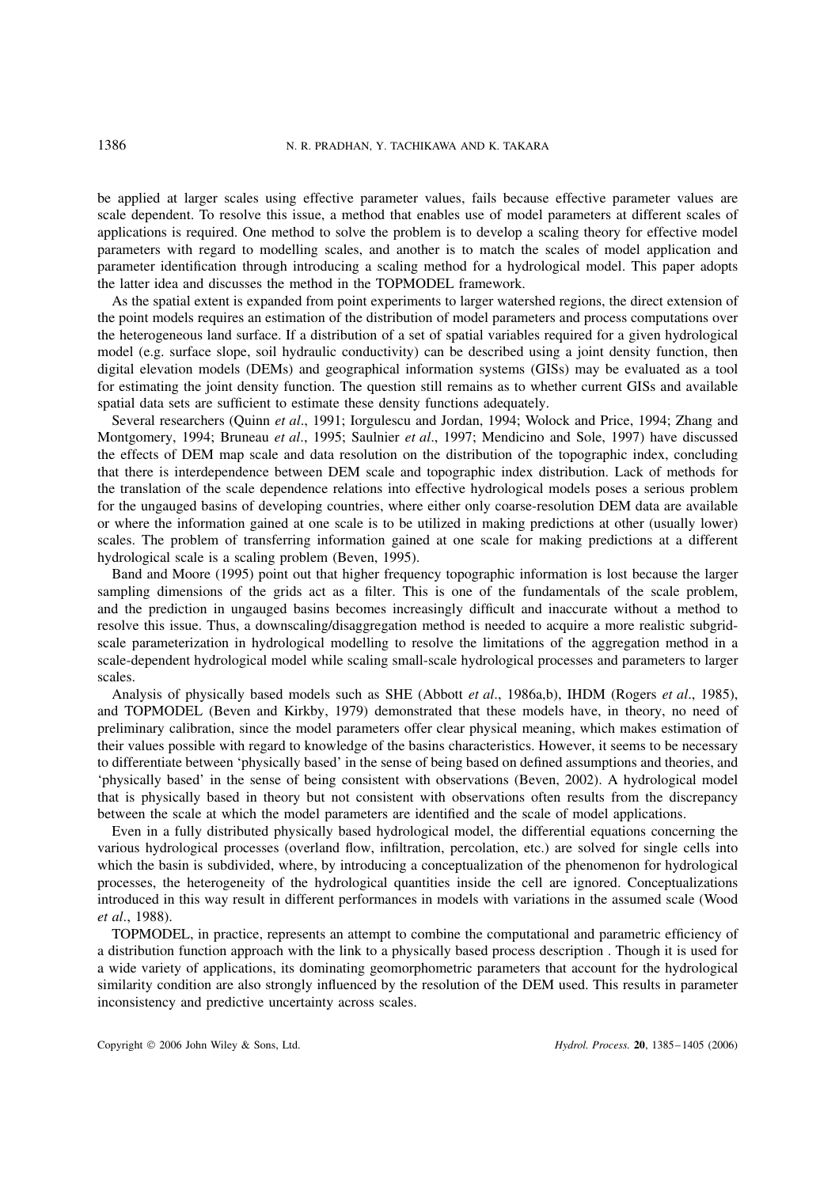be applied at larger scales using effective parameter values, fails because effective parameter values are scale dependent. To resolve this issue, a method that enables use of model parameters at different scales of applications is required. One method to solve the problem is to develop a scaling theory for effective model parameters with regard to modelling scales, and another is to match the scales of model application and parameter identification through introducing a scaling method for a hydrological model. This paper adopts the latter idea and discusses the method in the TOPMODEL framework.

As the spatial extent is expanded from point experiments to larger watershed regions, the direct extension of the point models requires an estimation of the distribution of model parameters and process computations over the heterogeneous land surface. If a distribution of a set of spatial variables required for a given hydrological model (e.g. surface slope, soil hydraulic conductivity) can be described using a joint density function, then digital elevation models (DEMs) and geographical information systems (GISs) may be evaluated as a tool for estimating the joint density function. The question still remains as to whether current GISs and available spatial data sets are sufficient to estimate these density functions adequately.

Several researchers (Quinn *et al*., 1991; Iorgulescu and Jordan, 1994; Wolock and Price, 1994; Zhang and Montgomery, 1994; Bruneau *et al*., 1995; Saulnier *et al*., 1997; Mendicino and Sole, 1997) have discussed the effects of DEM map scale and data resolution on the distribution of the topographic index, concluding that there is interdependence between DEM scale and topographic index distribution. Lack of methods for the translation of the scale dependence relations into effective hydrological models poses a serious problem for the ungauged basins of developing countries, where either only coarse-resolution DEM data are available or where the information gained at one scale is to be utilized in making predictions at other (usually lower) scales. The problem of transferring information gained at one scale for making predictions at a different hydrological scale is a scaling problem (Beven, 1995).

Band and Moore (1995) point out that higher frequency topographic information is lost because the larger sampling dimensions of the grids act as a filter. This is one of the fundamentals of the scale problem, and the prediction in ungauged basins becomes increasingly difficult and inaccurate without a method to resolve this issue. Thus, a downscaling/disaggregation method is needed to acquire a more realistic subgrid-scale parameterization in hydrological modelling to resolve the limitations of the aggregation method in a scale-dependent hydrological model while scaling small-scale hydrological processes and parameters to larger scales.

Analysis of physically based models such as SHE (Abbott *et al*., 1986a,b), IHDM (Rogers *et al*., 1985), and TOPMODEL (Beven and Kirkby, 1979) demonstrated that these models have, in theory, no need of preliminary calibration, since the model parameters offer clear physical meaning, which makes estimation of their values possible with regard to knowledge of the basins characteristics. However, it seems to be necessary to differentiate between 'physically based' in the sense of being based on defined assumptions and theories, and 'physically based' in the sense of being consistent with observations (Beven, 2002). A hydrological model that is physically based in theory but not consistent with observations often results from the discrepancy between the scale at which the model parameters are identified and the scale of model applications.

Even in a fully distributed physically based hydrological model, the differential equations concerning the various hydrological processes (overland flow, infiltration, percolation, etc.) are solved for single cells into which the basin is subdivided, where, by introducing a conceptualization of the phenomenon for hydrological processes, the heterogeneity of the hydrological quantities inside the cell are ignored. Conceptualizations introduced in this way result in different performances in models with variations in the assumed scale (Wood *et al*., 1988).

TOPMODEL, in practice, represents an attempt to combine the computational and parametric efficiency of a distribution function approach with the link to a physically based process description . Though it is used for a wide variety of applications, its dominating geomorphometric parameters that account for the hydrological similarity condition are also strongly influenced by the resolution of the DEM used. This results in parameter inconsistency and predictive uncertainty across scales.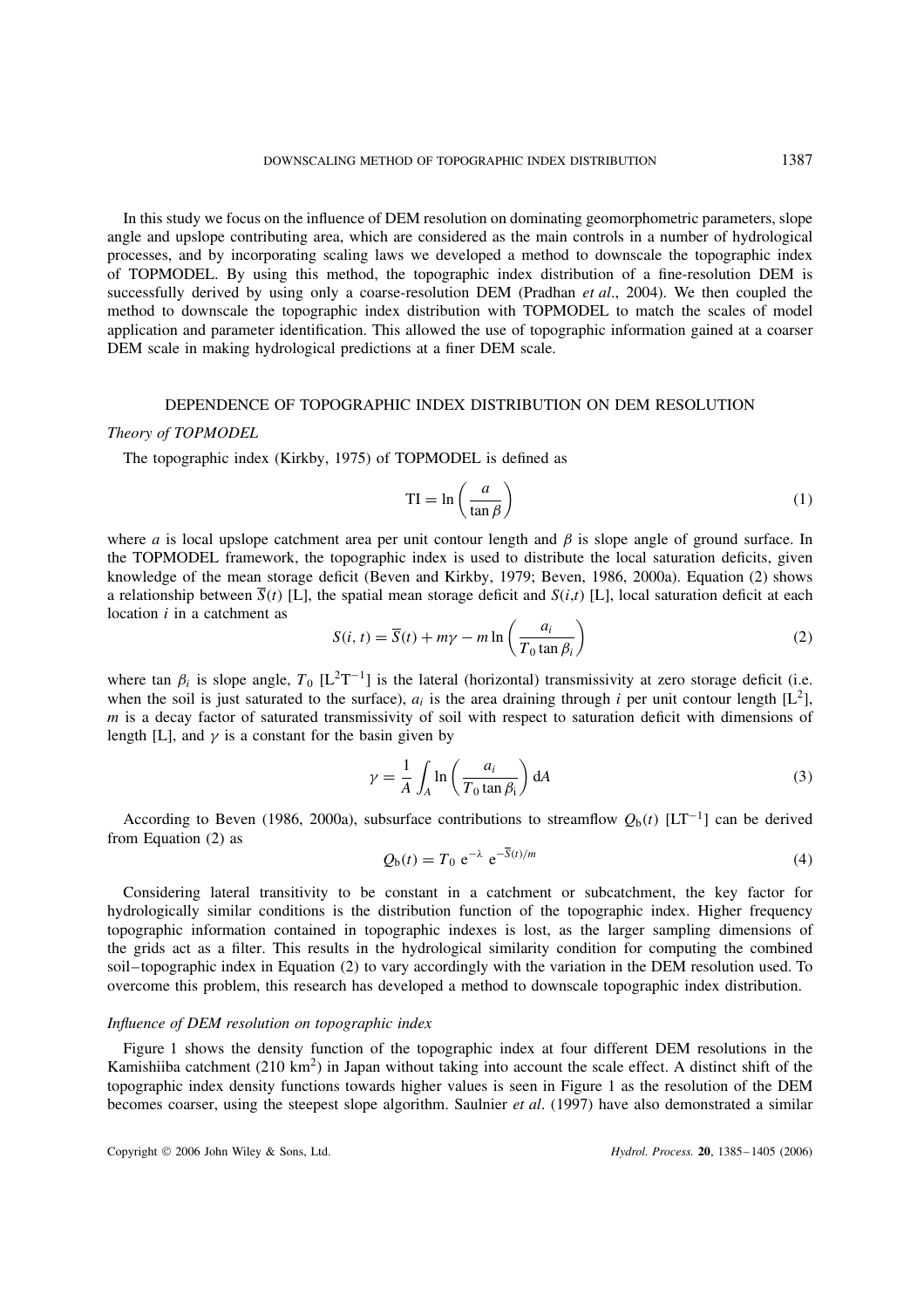In this study we focus on the influence of DEM resolution on dominating geomorphometric parameters, slope angle and upslope contributing area, which are considered as the main controls in a number of hydrological processes, and by incorporating scaling laws we developed a method to downscale the topographic index of TOPMODEL. By using this method, the topographic index distribution of a fine-resolution DEM is successfully derived by using only a coarse-resolution DEM (Pradhan *et al*., 2004). We then coupled the method to downscale the topographic index distribution with TOPMODEL to match the scales of model application and parameter identification. This allowed the use of topographic information gained at a coarser DEM scale in making hydrological predictions at a finer DEM scale.

## DEPENDENCE OF TOPOGRAPHIC INDEX DISTRIBUTION ON DEM RESOLUTION

### *Theory of TOPMODEL*

The topographic index (Kirkby, 1975) of TOPMODEL is defined as

$$\mathrm{TI} = \ln\left(\frac{a}{\tan\beta}\right) \tag{1}$$

where $a$ is local upslope catchment area per unit contour length and $\beta$ is slope angle of ground surface. In the TOPMODEL framework, the topographic index is used to distribute the local saturation deficits, given knowledge of the mean storage deficit (Beven and Kirkby, 1979; Beven, 1986, 2000a). Equation (2) shows a relationship between $\overline{S}(t)$ [L], the spatial mean storage deficit and $S(i,t)$ [L], local saturation deficit at each location $i$ in a catchment as

$$S(i,t) = \overline{S}(t) + m\gamma - m\ln\left(\frac{a_i}{T_0\tan\beta_i}\right) \tag{2}$$

where $\tan\beta_i$ is slope angle, $T_0$ [$L^2T^{-1}$] is the lateral (horizontal) transmissivity at zero storage deficit (i.e. when the soil is just saturated to the surface), $a_i$ is the area draining through $i$ per unit contour length [$L^2$], $m$ is a decay factor of saturated transmissivity of soil with respect to saturation deficit with dimensions of length [L], and $\gamma$ is a constant for the basin given by

$$\gamma = \frac{1}{A}\int_A \ln\left(\frac{a_i}{T_0\tan\beta_i}\right)\mathrm{d}A \tag{3}$$

According to Beven (1986, 2000a), subsurface contributions to streamflow $Q_b(t)$ [$LT^{-1}$] can be derived from Equation (2) as

$$Q_b(t) = T_0\,\mathrm{e}^{-\lambda}\,\mathrm{e}^{-\overline{S}(t)/m} \tag{4}$$

Considering lateral transitivity to be constant in a catchment or subcatchment, the key factor for hydrologically similar conditions is the distribution function of the topographic index. Higher frequency topographic information contained in topographic indexes is lost, as the larger sampling dimensions of the grids act as a filter. This results in the hydrological similarity condition for computing the combined soil–topographic index in Equation (2) to vary accordingly with the variation in the DEM resolution used. To overcome this problem, this research has developed a method to downscale topographic index distribution.

### *Influence of DEM resolution on topographic index*

Figure 1 shows the density function of the topographic index at four different DEM resolutions in the Kamishiiba catchment (210 km$^2$) in Japan without taking into account the scale effect. A distinct shift of the topographic index density functions towards higher values is seen in Figure 1 as the resolution of the DEM becomes coarser, using the steepest slope algorithm. Saulnier *et al*. (1997) have also demonstrated a similar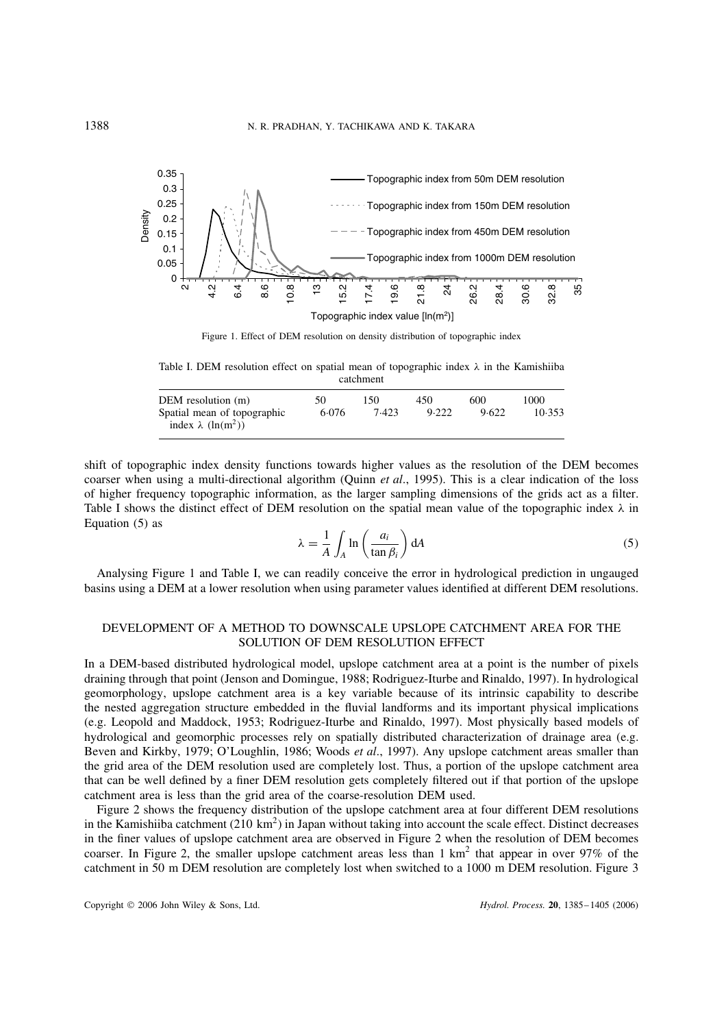Figure 1. Effect of DEM resolution on density distribution of topographic index

Table I. DEM resolution effect on spatial mean of topographic index $\lambda$ in the Kamishiiba catchment

| DEM resolution (m) | 50 | 150 | 450 | 600 | 1000 |
|---|---|---|---|---|---|
| Spatial mean of topographic index $\lambda$ ($\ln(\text{m}^2)$) | 6·076 | 7·423 | 9·222 | 9·622 | 10·353 |

shift of topographic index density functions towards higher values as the resolution of the DEM becomes coarser when using a multi-directional algorithm (Quinn *et al*., 1995). This is a clear indication of the loss of higher frequency topographic information, as the larger sampling dimensions of the grids act as a filter. Table I shows the distinct effect of DEM resolution on the spatial mean value of the topographic index $\lambda$ in Equation (5) as

$$\lambda = \frac{1}{A}\int_A \ln\left(\frac{a_i}{\tan\beta_i}\right) \mathrm{d}A \tag{5}$$

Analysing Figure 1 and Table I, we can readily conceive the error in hydrological prediction in ungauged basins using a DEM at a lower resolution when using parameter values identified at different DEM resolutions.

## DEVELOPMENT OF A METHOD TO DOWNSCALE UPSLOPE CATCHMENT AREA FOR THE SOLUTION OF DEM RESOLUTION EFFECT

In a DEM-based distributed hydrological model, upslope catchment area at a point is the number of pixels draining through that point (Jenson and Domingue, 1988; Rodriguez-Iturbe and Rinaldo, 1997). In hydrological geomorphology, upslope catchment area is a key variable because of its intrinsic capability to describe the nested aggregation structure embedded in the fluvial landforms and its important physical implications (e.g. Leopold and Maddock, 1953; Rodriguez-Iturbe and Rinaldo, 1997). Most physically based models of hydrological and geomorphic processes rely on spatially distributed characterization of drainage area (e.g. Beven and Kirkby, 1979; O'Loughlin, 1986; Woods *et al*., 1997). Any upslope catchment areas smaller than the grid area of the DEM resolution used are completely lost. Thus, a portion of the upslope catchment area that can be well defined by a finer DEM resolution gets completely filtered out if that portion of the upslope catchment area is less than the grid area of the coarse-resolution DEM used.

Figure 2 shows the frequency distribution of the upslope catchment area at four different DEM resolutions in the Kamishiiba catchment (210 km$^2$) in Japan without taking into account the scale effect. Distinct decreases in the finer values of upslope catchment area are observed in Figure 2 when the resolution of DEM becomes coarser. In Figure 2, the smaller upslope catchment areas less than 1 km$^2$ that appear in over 97% of the catchment in 50 m DEM resolution are completely lost when switched to a 1000 m DEM resolution. Figure 3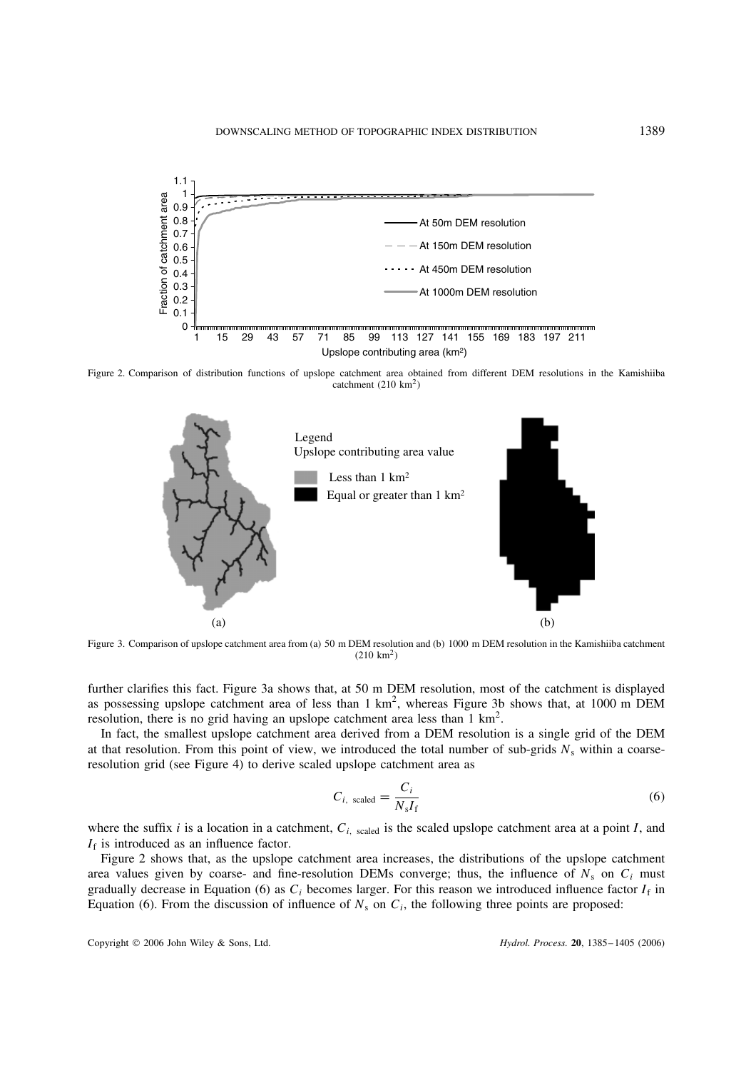Figure 2. Comparison of distribution functions of upslope catchment area obtained from different DEM resolutions in the Kamishiiba catchment (210 km$^2$)

Figure 3. Comparison of upslope catchment area from (a) 50 m DEM resolution and (b) 1000 m DEM resolution in the Kamishiiba catchment (210 km$^2$)

further clarifies this fact. Figure 3a shows that, at 50 m DEM resolution, most of the catchment is displayed as possessing upslope catchment area of less than 1 km$^2$, whereas Figure 3b shows that, at 1000 m DEM resolution, there is no grid having an upslope catchment area less than 1 km$^2$.

In fact, the smallest upslope catchment area derived from a DEM resolution is a single grid of the DEM at that resolution. From this point of view, we introduced the total number of sub-grids $N_s$ within a coarse-resolution grid (see Figure 4) to derive scaled upslope catchment area as

$$C_{i,\ \text{scaled}} = \frac{C_i}{N_s I_f} \tag{6}$$

where the suffix $i$ is a location in a catchment, $C_{i,\ \text{scaled}}$ is the scaled upslope catchment area at a point $I$, and $I_f$ is introduced as an influence factor.

Figure 2 shows that, as the upslope catchment area increases, the distributions of the upslope catchment area values given by coarse- and fine-resolution DEMs converge; thus, the influence of $N_s$ on $C_i$ must gradually decrease in Equation (6) as $C_i$ becomes larger. For this reason we introduced influence factor $I_f$ in Equation (6). From the discussion of influence of $N_s$ on $C_i$, the following three points are proposed: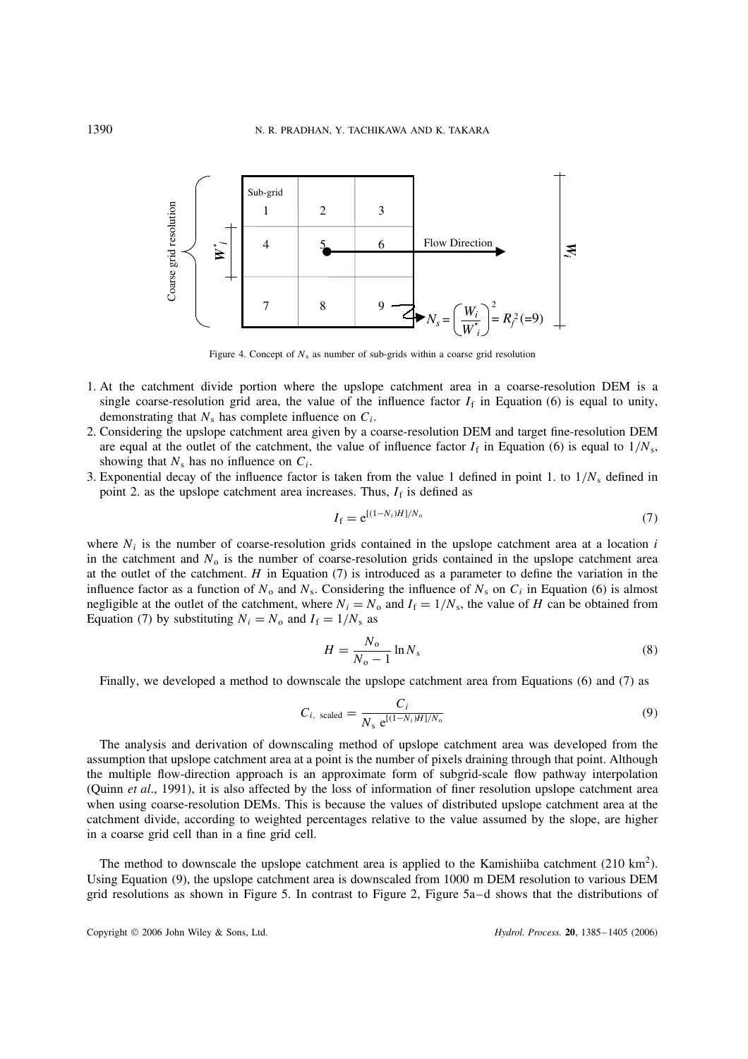Figure 4. Concept of $N_s$ as number of sub-grids within a coarse grid resolution

1. At the catchment divide portion where the upslope catchment area in a coarse-resolution DEM is a single coarse-resolution grid area, the value of the influence factor $I_f$ in Equation (6) is equal to unity, demonstrating that $N_s$ has complete influence on $C_i$.
2. Considering the upslope catchment area given by a coarse-resolution DEM and target fine-resolution DEM are equal at the outlet of the catchment, the value of influence factor $I_f$ in Equation (6) is equal to $1/N_s$, showing that $N_s$ has no influence on $C_i$.
3. Exponential decay of the influence factor is taken from the value 1 defined in point 1. to $1/N_s$ defined in point 2. as the upslope catchment area increases. Thus, $I_f$ is defined as

$$I_f = e^{[(1-N_i)H]/N_o} \tag{7}$$

where $N_i$ is the number of coarse-resolution grids contained in the upslope catchment area at a location $i$ in the catchment and $N_o$ is the number of coarse-resolution grids contained in the upslope catchment area at the outlet of the catchment. $H$ in Equation (7) is introduced as a parameter to define the variation in the influence factor as a function of $N_o$ and $N_s$. Considering the influence of $N_s$ on $C_i$ in Equation (6) is almost negligible at the outlet of the catchment, where $N_i = N_o$ and $I_f = 1/N_s$, the value of $H$ can be obtained from Equation (7) by substituting $N_i = N_o$ and $I_f = 1/N_s$ as

$$H = \frac{N_o}{N_o - 1} \ln N_s \tag{8}$$

Finally, we developed a method to downscale the upslope catchment area from Equations (6) and (7) as

$$C_{i,\ \text{scaled}} = \frac{C_i}{N_s\ e^{[(1-N_i)H]/N_o}} \tag{9}$$

The analysis and derivation of downscaling method of upslope catchment area was developed from the assumption that upslope catchment area at a point is the number of pixels draining through that point. Although the multiple flow-direction approach is an approximate form of subgrid-scale flow pathway interpolation (Quinn *et al*., 1991), it is also affected by the loss of information of finer resolution upslope catchment area when using coarse-resolution DEMs. This is because the values of distributed upslope catchment area at the catchment divide, according to weighted percentages relative to the value assumed by the slope, are higher in a coarse grid cell than in a fine grid cell.

The method to downscale the upslope catchment area is applied to the Kamishiiba catchment (210 km$^2$). Using Equation (9), the upslope catchment area is downscaled from 1000 m DEM resolution to various DEM grid resolutions as shown in Figure 5. In contrast to Figure 2, Figure 5a–d shows that the distributions of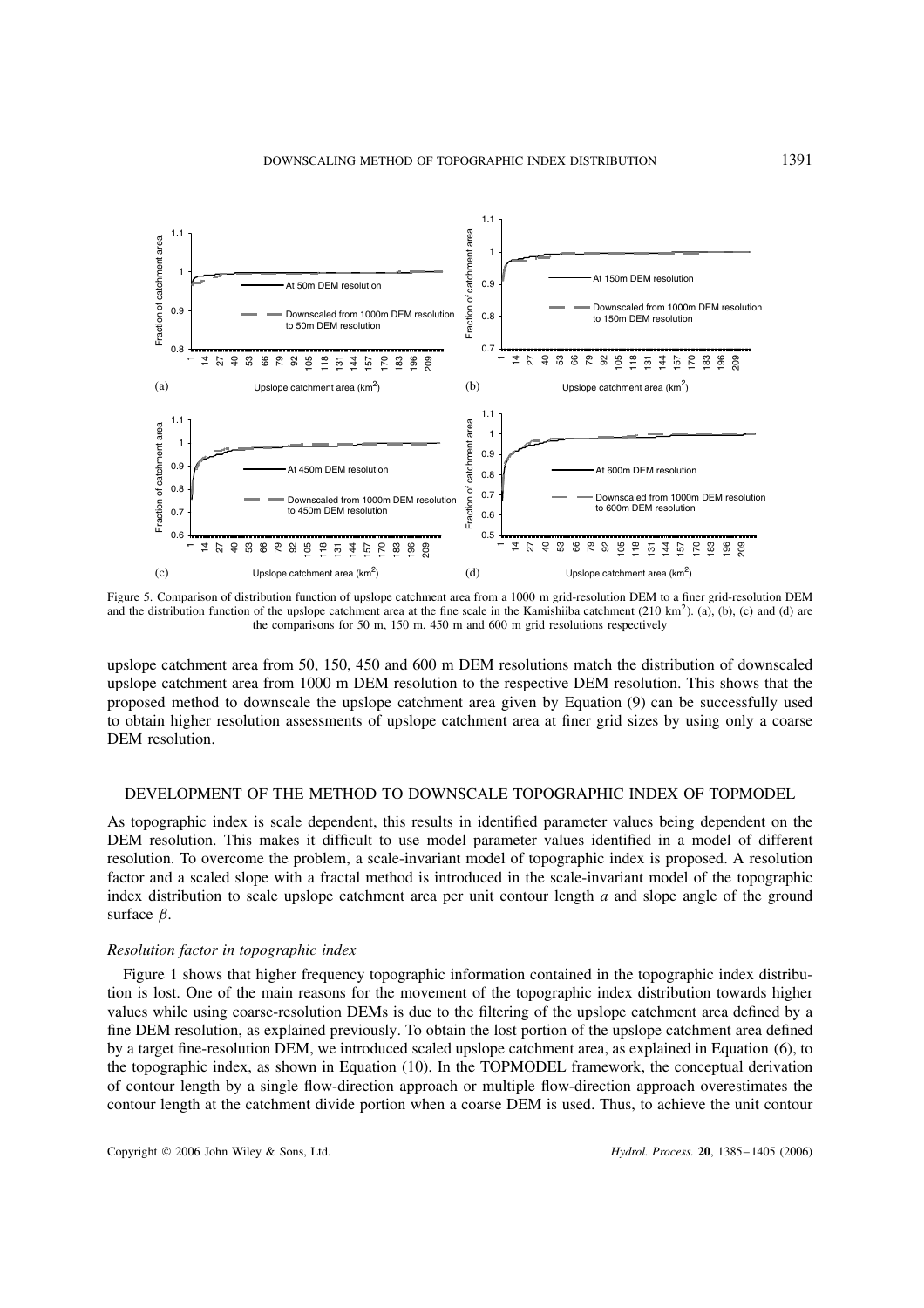Figure 5. Comparison of distribution function of upslope catchment area from a 1000 m grid-resolution DEM to a finer grid-resolution DEM and the distribution function of the upslope catchment area at the fine scale in the Kamishiiba catchment (210 km$^2$). (a), (b), (c) and (d) are the comparisons for 50 m, 150 m, 450 m and 600 m grid resolutions respectively

upslope catchment area from 50, 150, 450 and 600 m DEM resolutions match the distribution of downscaled upslope catchment area from 1000 m DEM resolution to the respective DEM resolution. This shows that the proposed method to downscale the upslope catchment area given by Equation (9) can be successfully used to obtain higher resolution assessments of upslope catchment area at finer grid sizes by using only a coarse DEM resolution.

## DEVELOPMENT OF THE METHOD TO DOWNSCALE TOPOGRAPHIC INDEX OF TOPMODEL

As topographic index is scale dependent, this results in identified parameter values being dependent on the DEM resolution. This makes it difficult to use model parameter values identified in a model of different resolution. To overcome the problem, a scale-invariant model of topographic index is proposed. A resolution factor and a scaled slope with a fractal method is introduced in the scale-invariant model of the topographic index distribution to scale upslope catchment area per unit contour length $a$ and slope angle of the ground surface $\beta$.

### *Resolution factor in topographic index*

Figure 1 shows that higher frequency topographic information contained in the topographic index distribution is lost. One of the main reasons for the movement of the topographic index distribution towards higher values while using coarse-resolution DEMs is due to the filtering of the upslope catchment area defined by a fine DEM resolution, as explained previously. To obtain the lost portion of the upslope catchment area defined by a target fine-resolution DEM, we introduced scaled upslope catchment area, as explained in Equation (6), to the topographic index, as shown in Equation (10). In the TOPMODEL framework, the conceptual derivation of contour length by a single flow-direction approach or multiple flow-direction approach overestimates the contour length at the catchment divide portion when a coarse DEM is used. Thus, to achieve the unit contour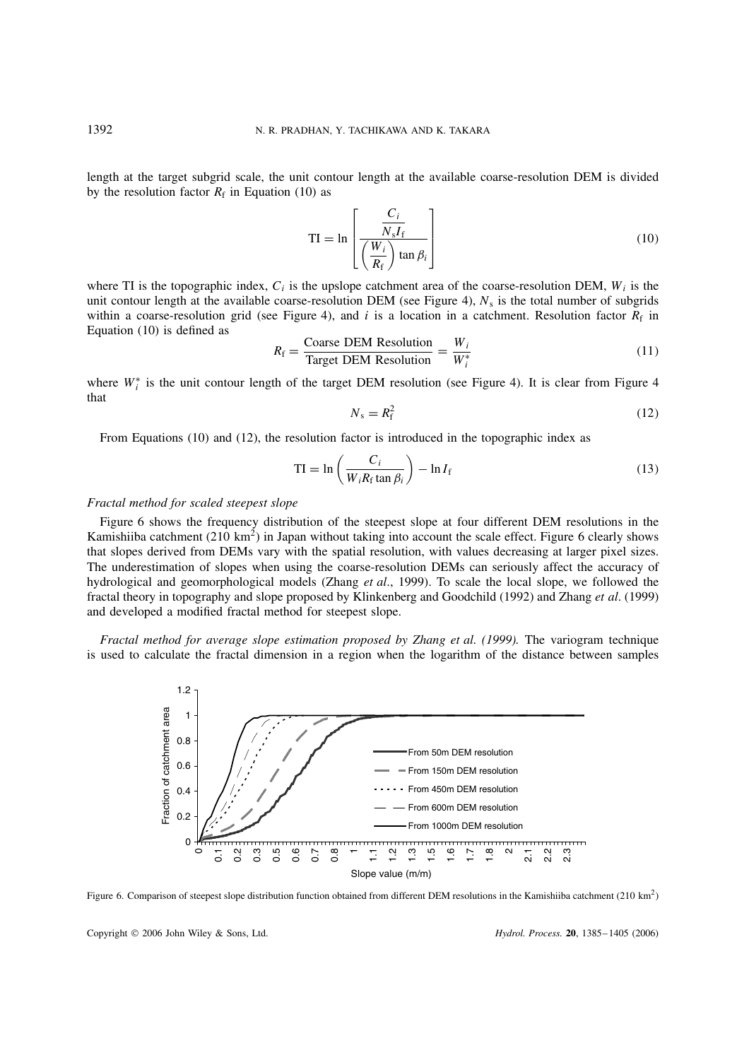length at the target subgrid scale, the unit contour length at the available coarse-resolution DEM is divided by the resolution factor $R_f$ in Equation (10) as

$$\mathrm{TI} = \ln \left[ \frac{\dfrac{C_i}{N_s I_f}}{\left(\dfrac{W_i}{R_f}\right) \tan \beta_i} \right] \tag{10}$$

where TI is the topographic index, $C_i$ is the upslope catchment area of the coarse-resolution DEM, $W_i$ is the unit contour length at the available coarse-resolution DEM (see Figure 4), $N_s$ is the total number of subgrids within a coarse-resolution grid (see Figure 4), and $i$ is a location in a catchment. Resolution factor $R_f$ in Equation (10) is defined as

$$R_f = \frac{\text{Coarse DEM Resolution}}{\text{Target DEM Resolution}} = \frac{W_i}{W_i^*} \tag{11}$$

where $W_i^*$ is the unit contour length of the target DEM resolution (see Figure 4). It is clear from Figure 4 that

$$N_s = R_f^2 \tag{12}$$

From Equations (10) and (12), the resolution factor is introduced in the topographic index as

$$\mathrm{TI} = \ln \left( \frac{C_i}{W_i R_f \tan \beta_i} \right) - \ln I_f \tag{13}$$

*Fractal method for scaled steepest slope*

Figure 6 shows the frequency distribution of the steepest slope at four different DEM resolutions in the Kamishiiba catchment (210 $km^2$) in Japan without taking into account the scale effect. Figure 6 clearly shows that slopes derived from DEMs vary with the spatial resolution, with values decreasing at larger pixel sizes. The underestimation of slopes when using the coarse-resolution DEMs can seriously affect the accuracy of hydrological and geomorphological models (Zhang *et al*., 1999). To scale the local slope, we followed the fractal theory in topography and slope proposed by Klinkenberg and Goodchild (1992) and Zhang *et al*. (1999) and developed a modified fractal method for steepest slope.

*Fractal method for average slope estimation proposed by Zhang et al. (1999).* The variogram technique is used to calculate the fractal dimension in a region when the logarithm of the distance between samples

Figure 6. Comparison of steepest slope distribution function obtained from different DEM resolutions in the Kamishiiba catchment (210 $km^2$)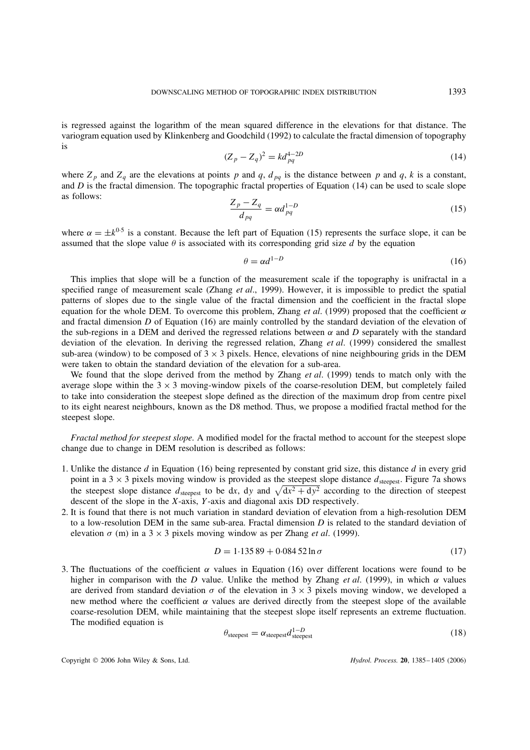is regressed against the logarithm of the mean squared difference in the elevations for that distance. The variogram equation used by Klinkenberg and Goodchild (1992) to calculate the fractal dimension of topography is

$$(Z_p - Z_q)^2 = kd_{pq}^{4-2D} \tag{14}$$

where $Z_p$ and $Z_q$ are the elevations at points $p$ and $q$, $d_{pq}$ is the distance between $p$ and $q$, $k$ is a constant, and $D$ is the fractal dimension. The topographic fractal properties of Equation (14) can be used to scale slope as follows:

$$\frac{Z_p - Z_q}{d_{pq}} = \alpha d_{pq}^{1-D} \tag{15}$$

where $\alpha = \pm k^{0.5}$ is a constant. Because the left part of Equation (15) represents the surface slope, it can be assumed that the slope value $\theta$ is associated with its corresponding grid size $d$ by the equation

$$\theta = \alpha d^{1-D} \tag{16}$$

This implies that slope will be a function of the measurement scale if the topography is unifractal in a specified range of measurement scale (Zhang *et al*., 1999). However, it is impossible to predict the spatial patterns of slopes due to the single value of the fractal dimension and the coefficient in the fractal slope equation for the whole DEM. To overcome this problem, Zhang *et al*. (1999) proposed that the coefficient $\alpha$ and fractal dimension $D$ of Equation (16) are mainly controlled by the standard deviation of the elevation of the sub-regions in a DEM and derived the regressed relations between $\alpha$ and $D$ separately with the standard deviation of the elevation. In deriving the regressed relation, Zhang *et al*. (1999) considered the smallest sub-area (window) to be composed of $3 \times 3$ pixels. Hence, elevations of nine neighbouring grids in the DEM were taken to obtain the standard deviation of the elevation for a sub-area.

We found that the slope derived from the method by Zhang *et al*. (1999) tends to match only with the average slope within the $3 \times 3$ moving-window pixels of the coarse-resolution DEM, but completely failed to take into consideration the steepest slope defined as the direction of the maximum drop from centre pixel to its eight nearest neighbours, known as the D8 method. Thus, we propose a modified fractal method for the steepest slope.

*Fractal method for steepest slope.* A modified model for the fractal method to account for the steepest slope change due to change in DEM resolution is described as follows:

1. Unlike the distance $d$ in Equation (16) being represented by constant grid size, this distance $d$ in every grid point in a $3 \times 3$ pixels moving window is provided as the steepest slope distance $d_{\text{steepest}}$. Figure 7a shows the steepest slope distance $d_{\text{steepest}}$ to be d$x$, d$y$ and $\sqrt{dx^2 + dy^2}$ according to the direction of steepest descent of the slope in the $X$-axis, $Y$-axis and diagonal axis DD respectively.
2. It is found that there is not much variation in standard deviation of elevation from a high-resolution DEM to a low-resolution DEM in the same sub-area. Fractal dimension $D$ is related to the standard deviation of elevation $\sigma$ (m) in a $3 \times 3$ pixels moving window as per Zhang *et al*. (1999).

$$D = 1{\cdot}135\,89 + 0{\cdot}084\,52 \ln \sigma \tag{17}$$

3. The fluctuations of the coefficient $\alpha$ values in Equation (16) over different locations were found to be higher in comparison with the $D$ value. Unlike the method by Zhang *et al*. (1999), in which $\alpha$ values are derived from standard deviation $\sigma$ of the elevation in $3 \times 3$ pixels moving window, we developed a new method where the coefficient $\alpha$ values are derived directly from the steepest slope of the available coarse-resolution DEM, while maintaining that the steepest slope itself represents an extreme fluctuation. The modified equation is

$$\theta_{\text{steepest}} = \alpha_{\text{steepest}} d_{\text{steepest}}^{1-D} \tag{18}$$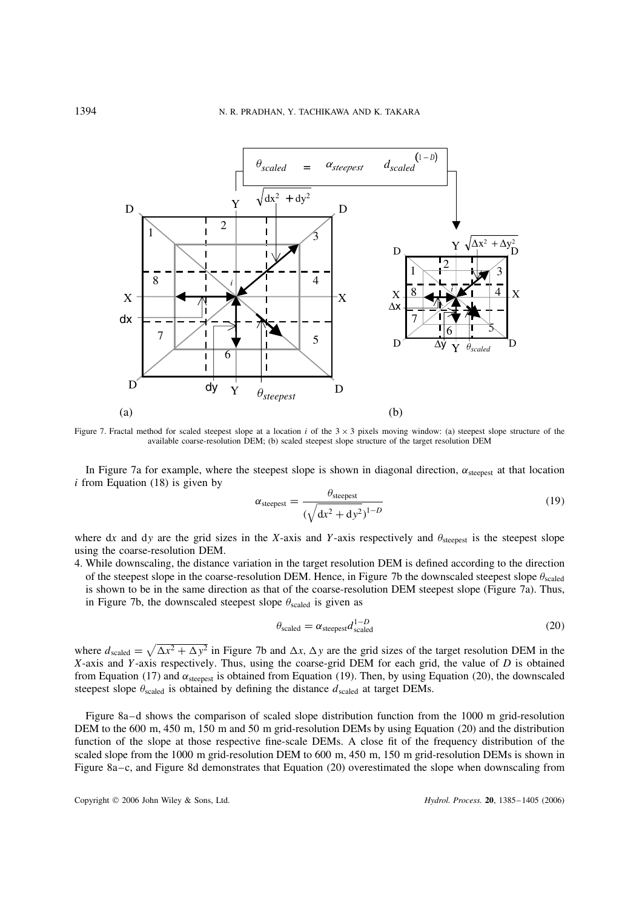Figure 7. Fractal method for scaled steepest slope at a location $i$ of the $3 \times 3$ pixels moving window: (a) steepest slope structure of the available coarse-resolution DEM; (b) scaled steepest slope structure of the target resolution DEM

In Figure 7a for example, where the steepest slope is shown in diagonal direction, $\alpha_{\text{steepest}}$ at that location $i$ from Equation (18) is given by

$$\alpha_{\text{steepest}} = \frac{\theta_{\text{steepest}}}{(\sqrt{dx^2 + dy^2})^{1-D}} \tag{19}$$

where d$x$ and d$y$ are the grid sizes in the $X$-axis and $Y$-axis respectively and $\theta_{\text{steepest}}$ is the steepest slope using the coarse-resolution DEM.

4. While downscaling, the distance variation in the target resolution DEM is defined according to the direction of the steepest slope in the coarse-resolution DEM. Hence, in Figure 7b the downscaled steepest slope $\theta_{\text{scaled}}$ is shown to be in the same direction as that of the coarse-resolution DEM steepest slope (Figure 7a). Thus, in Figure 7b, the downscaled steepest slope $\theta_{\text{scaled}}$ is given as

$$\theta_{\text{scaled}} = \alpha_{\text{steepest}} d_{\text{scaled}}^{1-D} \tag{20}$$

where $d_{\text{scaled}} = \sqrt{\Delta x^2 + \Delta y^2}$ in Figure 7b and $\Delta x$, $\Delta y$ are the grid sizes of the target resolution DEM in the $X$-axis and $Y$-axis respectively. Thus, using the coarse-grid DEM for each grid, the value of $D$ is obtained from Equation (17) and $\alpha_{\text{steepest}}$ is obtained from Equation (19). Then, by using Equation (20), the downscaled steepest slope $\theta_{\text{scaled}}$ is obtained by defining the distance $d_{\text{scaled}}$ at target DEMs.

Figure 8a–d shows the comparison of scaled slope distribution function from the 1000 m grid-resolution DEM to the 600 m, 450 m, 150 m and 50 m grid-resolution DEMs by using Equation (20) and the distribution function of the slope at those respective fine-scale DEMs. A close fit of the frequency distribution of the scaled slope from the 1000 m grid-resolution DEM to 600 m, 450 m, 150 m grid-resolution DEMs is shown in Figure 8a–c, and Figure 8d demonstrates that Equation (20) overestimated the slope when downscaling from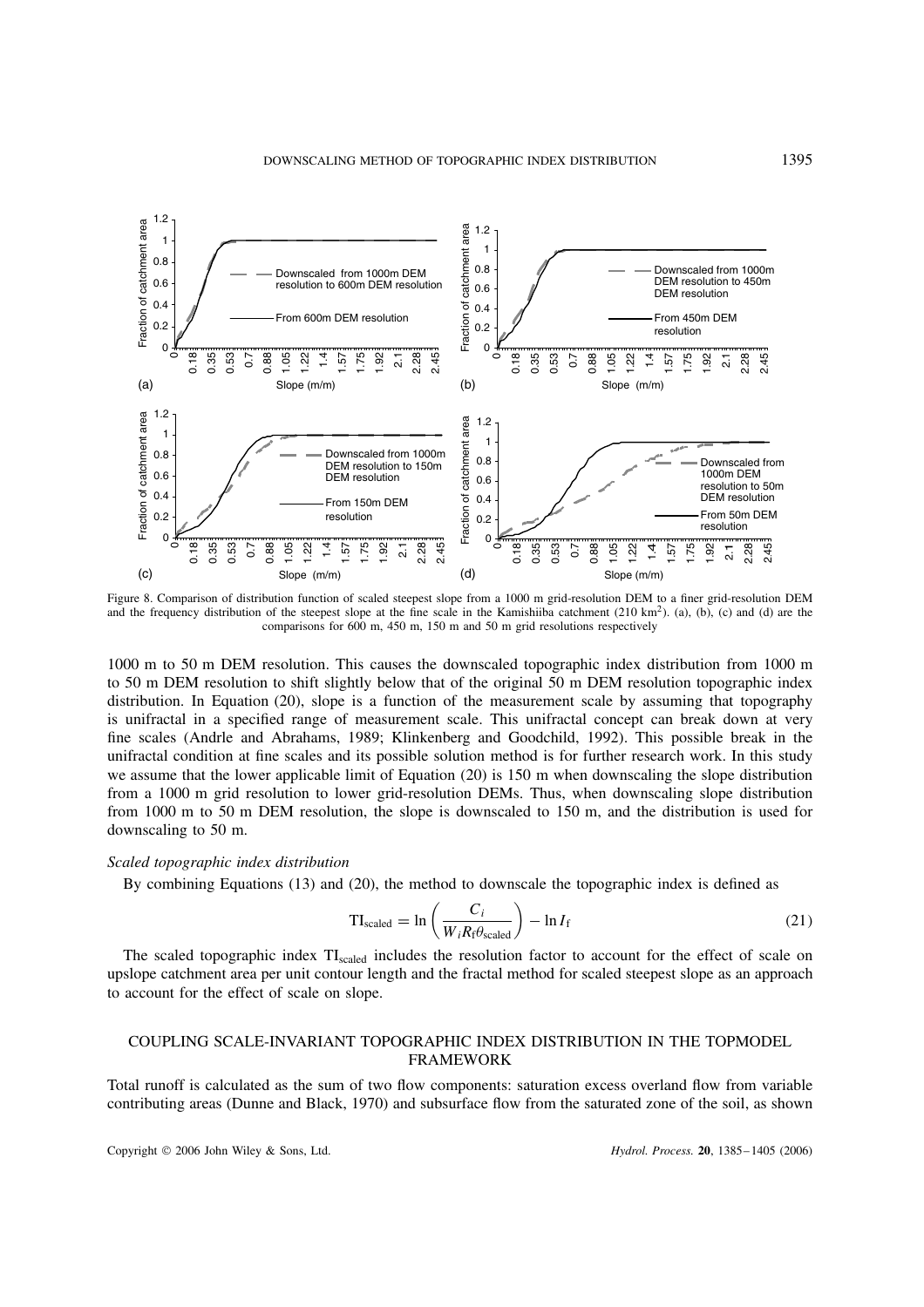Figure 8. Comparison of distribution function of scaled steepest slope from a 1000 m grid-resolution DEM to a finer grid-resolution DEM and the frequency distribution of the steepest slope at the fine scale in the Kamishiiba catchment (210 km$^2$). (a), (b), (c) and (d) are the comparisons for 600 m, 450 m, 150 m and 50 m grid resolutions respectively

1000 m to 50 m DEM resolution. This causes the downscaled topographic index distribution from 1000 m to 50 m DEM resolution to shift slightly below that of the original 50 m DEM resolution topographic index distribution. In Equation (20), slope is a function of the measurement scale by assuming that topography is unifractal in a specified range of measurement scale. This unifractal concept can break down at very fine scales (Andrle and Abrahams, 1989; Klinkenberg and Goodchild, 1992). This possible break in the unifractal condition at fine scales and its possible solution method is for further research work. In this study we assume that the lower applicable limit of Equation (20) is 150 m when downscaling the slope distribution from a 1000 m grid resolution to lower grid-resolution DEMs. Thus, when downscaling slope distribution from 1000 m to 50 m DEM resolution, the slope is downscaled to 150 m, and the distribution is used for downscaling to 50 m.

*Scaled topographic index distribution*

By combining Equations (13) and (20), the method to downscale the topographic index is defined as

$$\mathrm{TI}_{\mathrm{scaled}} = \ln\left(\frac{C_i}{W_i R_f \theta_{\mathrm{scaled}}}\right) - \ln I_f \tag{21}$$

The scaled topographic index $\mathrm{TI}_{\mathrm{scaled}}$ includes the resolution factor to account for the effect of scale on upslope catchment area per unit contour length and the fractal method for scaled steepest slope as an approach to account for the effect of scale on slope.

## COUPLING SCALE-INVARIANT TOPOGRAPHIC INDEX DISTRIBUTION IN THE TOPMODEL FRAMEWORK

Total runoff is calculated as the sum of two flow components: saturation excess overland flow from variable contributing areas (Dunne and Black, 1970) and subsurface flow from the saturated zone of the soil, as shown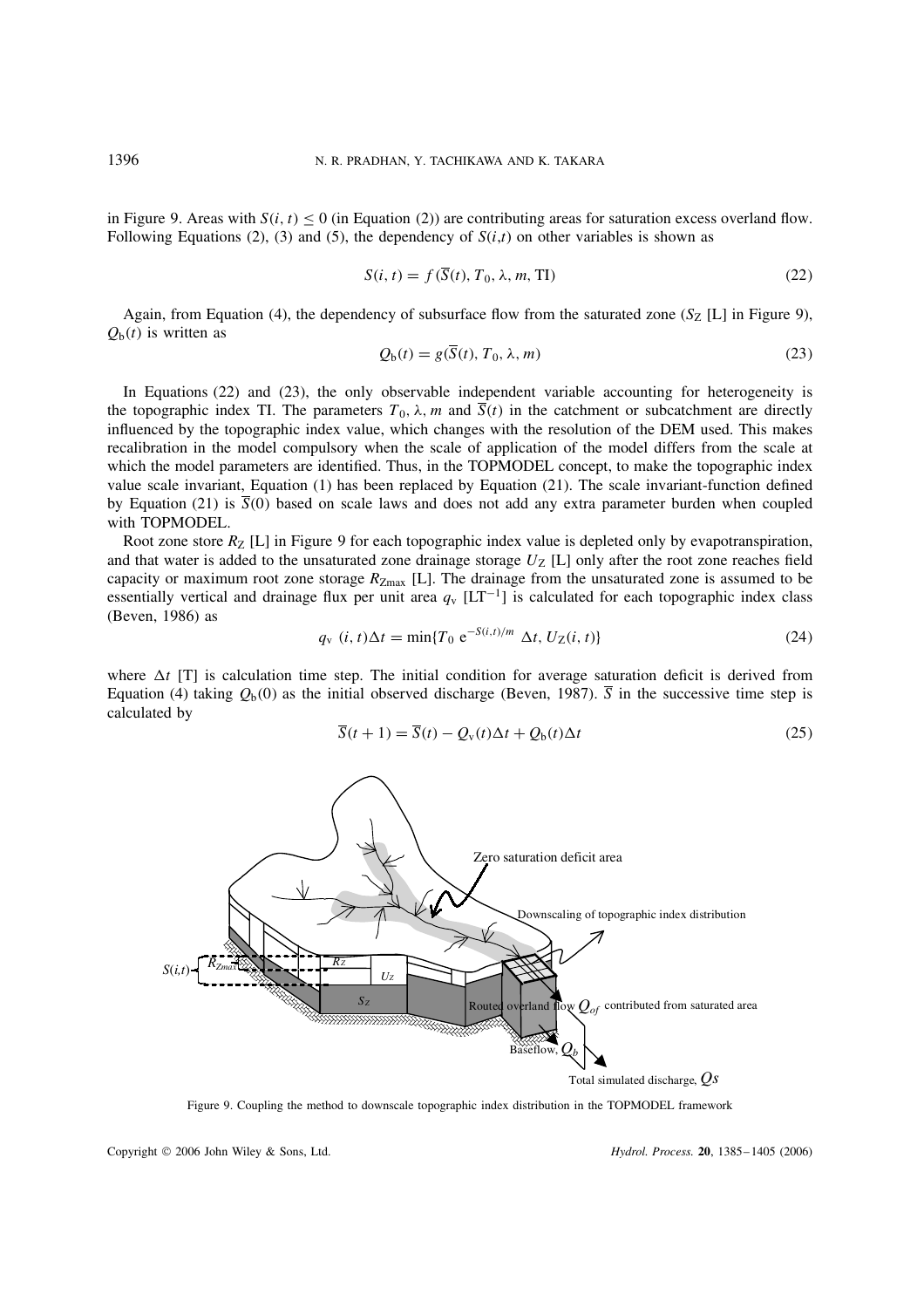in Figure 9. Areas with $S(i, t) \leq 0$ (in Equation (2)) are contributing areas for saturation excess overland flow. Following Equations (2), (3) and (5), the dependency of $S(i,t)$ on other variables is shown as

$$S(i, t) = f(\overline{S}(t), T_0, \lambda, m, \mathrm{TI}) \tag{22}$$

Again, from Equation (4), the dependency of subsurface flow from the saturated zone ($S_Z$ [L] in Figure 9), $Q_b(t)$ is written as

$$Q_b(t) = g(\overline{S}(t), T_0, \lambda, m) \tag{23}$$

In Equations (22) and (23), the only observable independent variable accounting for heterogeneity is the topographic index TI. The parameters $T_0$, $\lambda$, $m$ and $\overline{S}(t)$ in the catchment or subcatchment are directly influenced by the topographic index value, which changes with the resolution of the DEM used. This makes recalibration in the model compulsory when the scale of application of the model differs from the scale at which the model parameters are identified. Thus, in the TOPMODEL concept, to make the topographic index value scale invariant, Equation (1) has been replaced by Equation (21). The scale invariant-function defined by Equation (21) is $\overline{S}(0)$ based on scale laws and does not add any extra parameter burden when coupled with TOPMODEL.

Root zone store $R_Z$ [L] in Figure 9 for each topographic index value is depleted only by evapotranspiration, and that water is added to the unsaturated zone drainage storage $U_Z$ [L] only after the root zone reaches field capacity or maximum root zone storage $R_{Z\max}$ [L]. The drainage from the unsaturated zone is assumed to be essentially vertical and drainage flux per unit area $q_v$ [LT$^{-1}$] is calculated for each topographic index class (Beven, 1986) as

$$q_v\ (i, t)\Delta t = \min\{T_0\ e^{-S(i,t)/m}\ \Delta t, U_Z(i, t)\} \tag{24}$$

where $\Delta t$ [T] is calculation time step. The initial condition for average saturation deficit is derived from Equation (4) taking $Q_b(0)$ as the initial observed discharge (Beven, 1987). $\overline{S}$ in the successive time step is calculated by

$$\overline{S}(t + 1) = \overline{S}(t) - Q_v(t)\Delta t + Q_b(t)\Delta t \tag{25}$$

Figure 9. Coupling the method to downscale topographic index distribution in the TOPMODEL framework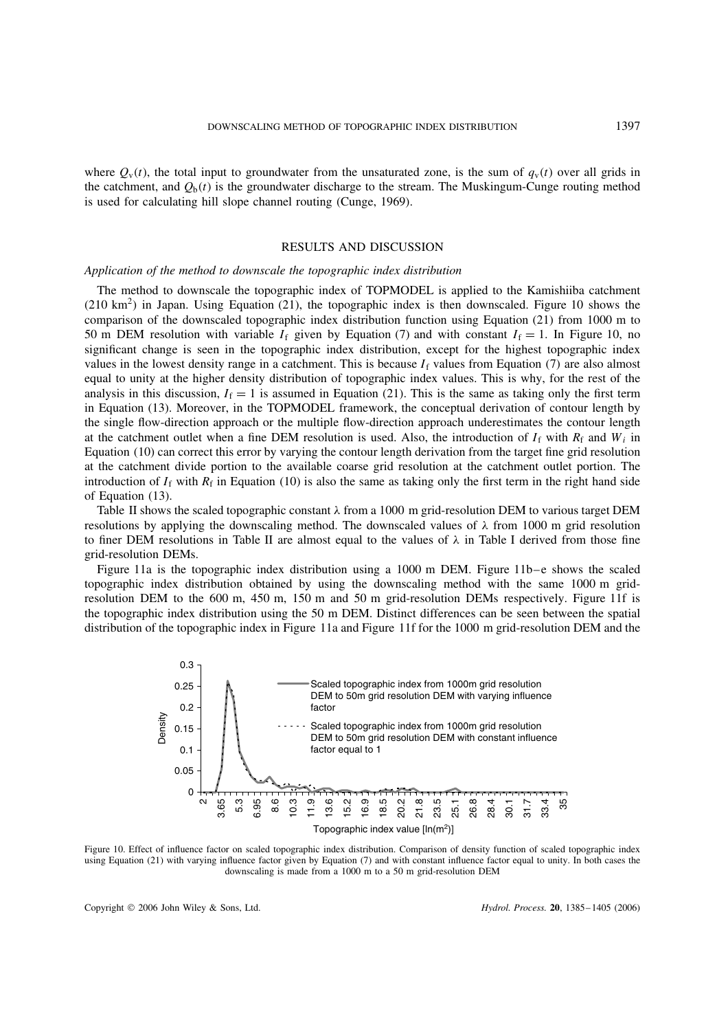where $Q_v(t)$, the total input to groundwater from the unsaturated zone, is the sum of $q_v(t)$ over all grids in the catchment, and $Q_b(t)$ is the groundwater discharge to the stream. The Muskingum-Cunge routing method is used for calculating hill slope channel routing (Cunge, 1969).

## RESULTS AND DISCUSSION

### *Application of the method to downscale the topographic index distribution*

The method to downscale the topographic index of TOPMODEL is applied to the Kamishiiba catchment (210 km$^2$) in Japan. Using Equation (21), the topographic index is then downscaled. Figure 10 shows the comparison of the downscaled topographic index distribution function using Equation (21) from 1000 m to 50 m DEM resolution with variable $I_f$ given by Equation (7) and with constant $I_f = 1$. In Figure 10, no significant change is seen in the topographic index distribution, except for the highest topographic index values in the lowest density range in a catchment. This is because $I_f$ values from Equation (7) are also almost equal to unity at the higher density distribution of topographic index values. This is why, for the rest of the analysis in this discussion, $I_f = 1$ is assumed in Equation (21). This is the same as taking only the first term in Equation (13). Moreover, in the TOPMODEL framework, the conceptual derivation of contour length by the single flow-direction approach or the multiple flow-direction approach underestimates the contour length at the catchment outlet when a fine DEM resolution is used. Also, the introduction of $I_f$ with $R_f$ and $W_i$ in Equation (10) can correct this error by varying the contour length derivation from the target fine grid resolution at the catchment divide portion to the available coarse grid resolution at the catchment outlet portion. The introduction of $I_f$ with $R_f$ in Equation (10) is also the same as taking only the first term in the right hand side of Equation (13).

Table II shows the scaled topographic constant $\lambda$ from a 1000 m grid-resolution DEM to various target DEM resolutions by applying the downscaling method. The downscaled values of $\lambda$ from 1000 m grid resolution to finer DEM resolutions in Table II are almost equal to the values of $\lambda$ in Table I derived from those fine grid-resolution DEMs.

Figure 11a is the topographic index distribution using a 1000 m DEM. Figure 11b–e shows the scaled topographic index distribution obtained by using the downscaling method with the same 1000 m grid-resolution DEM to the 600 m, 450 m, 150 m and 50 m grid-resolution DEMs respectively. Figure 11f is the topographic index distribution using the 50 m DEM. Distinct differences can be seen between the spatial distribution of the topographic index in Figure 11a and Figure 11f for the 1000 m grid-resolution DEM and the

Figure 10. Effect of influence factor on scaled topographic index distribution. Comparison of density function of scaled topographic index using Equation (21) with varying influence factor given by Equation (7) and with constant influence factor equal to unity. In both cases the downscaling is made from a 1000 m to a 50 m grid-resolution DEM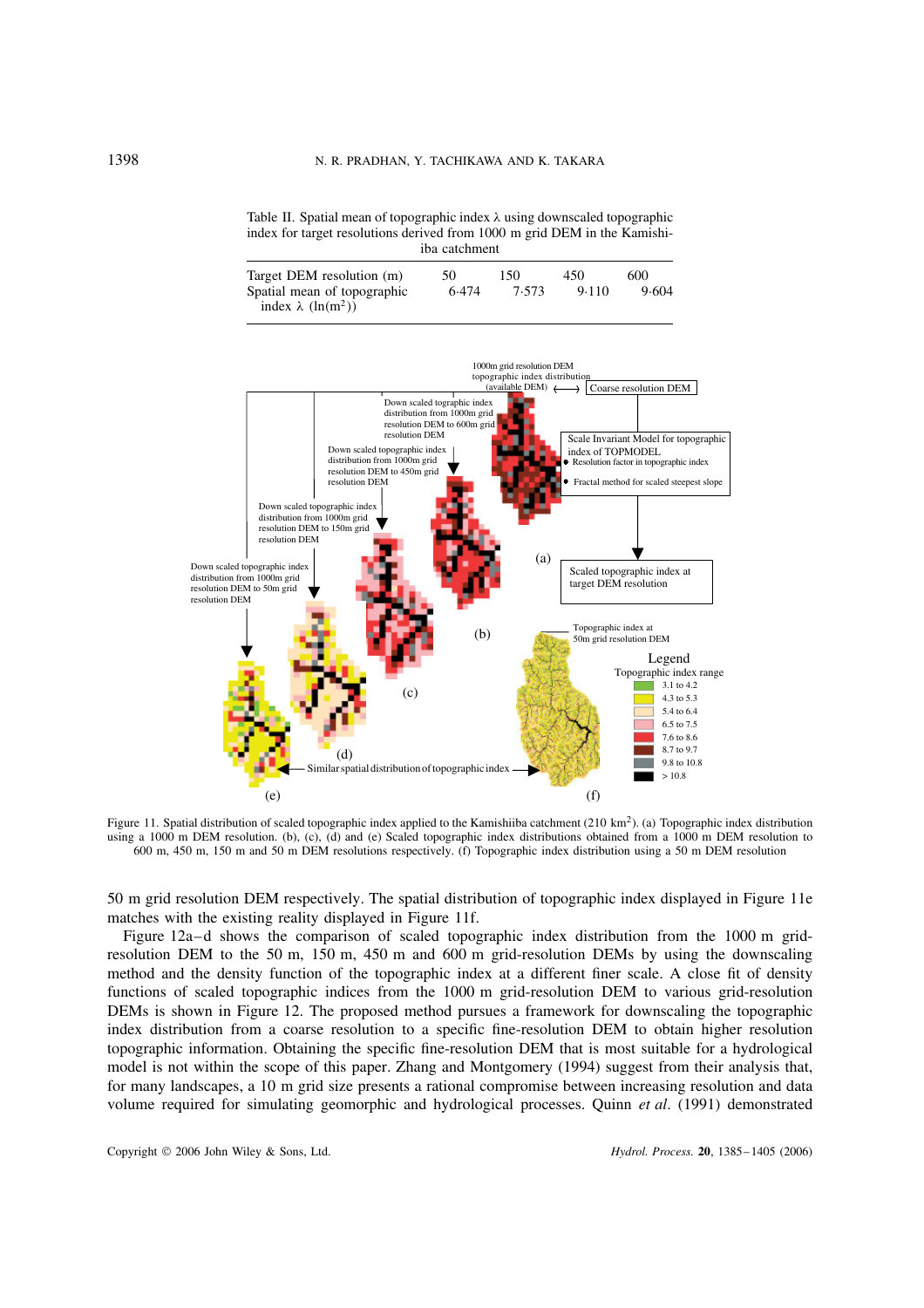Table II. Spatial mean of topographic index λ using downscaled topographic index for target resolutions derived from 1000 m grid DEM in the Kamishiiba catchment

| Target DEM resolution (m) | 50 | 150 | 450 | 600 |
|---|---|---|---|---|
| Spatial mean of topographic index λ ($\ln(\text{m}^2)$) | 6·474 | 7·573 | 9·110 | 9·604 |

Figure 11. Spatial distribution of scaled topographic index applied to the Kamishiiba catchment (210 km$^2$). (a) Topographic index distribution using a 1000 m DEM resolution. (b), (c), (d) and (e) Scaled topographic index distributions obtained from a 1000 m DEM resolution to 600 m, 450 m, 150 m and 50 m DEM resolutions respectively. (f) Topographic index distribution using a 50 m DEM resolution

50 m grid resolution DEM respectively. The spatial distribution of topographic index displayed in Figure 11e matches with the existing reality displayed in Figure 11f.

Figure 12a–d shows the comparison of scaled topographic index distribution from the 1000 m grid-resolution DEM to the 50 m, 150 m, 450 m and 600 m grid-resolution DEMs by using the downscaling method and the density function of the topographic index at a different finer scale. A close fit of density functions of scaled topographic indices from the 1000 m grid-resolution DEM to various grid-resolution DEMs is shown in Figure 12. The proposed method pursues a framework for downscaling the topographic index distribution from a coarse resolution to a specific fine-resolution DEM to obtain higher resolution topographic information. Obtaining the specific fine-resolution DEM that is most suitable for a hydrological model is not within the scope of this paper. Zhang and Montgomery (1994) suggest from their analysis that, for many landscapes, a 10 m grid size presents a rational compromise between increasing resolution and data volume required for simulating geomorphic and hydrological processes. Quinn *et al*. (1991) demonstrated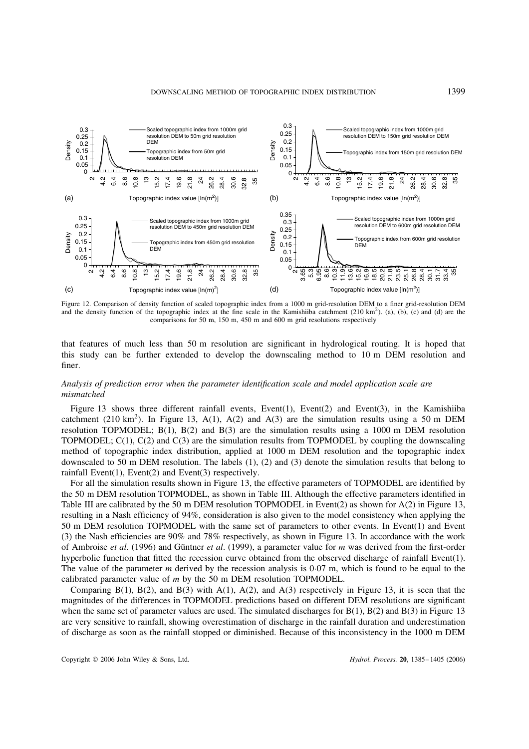Figure 12. Comparison of density function of scaled topographic index from a 1000 m grid-resolution DEM to a finer grid-resolution DEM and the density function of the topographic index at the fine scale in the Kamishiiba catchment (210 km$^2$). (a), (b), (c) and (d) are the comparisons for 50 m, 150 m, 450 m and 600 m grid resolutions respectively

that features of much less than 50 m resolution are significant in hydrological routing. It is hoped that this study can be further extended to develop the downscaling method to 10 m DEM resolution and finer.

### *Analysis of prediction error when the parameter identification scale and model application scale are mismatched*

Figure 13 shows three different rainfall events, Event(1), Event(2) and Event(3), in the Kamishiiba catchment (210 km$^2$). In Figure 13, A(1), A(2) and A(3) are the simulation results using a 50 m DEM resolution TOPMODEL; B(1), B(2) and B(3) are the simulation results using a 1000 m DEM resolution TOPMODEL; C(1), C(2) and C(3) are the simulation results from TOPMODEL by coupling the downscaling method of topographic index distribution, applied at 1000 m DEM resolution and the topographic index downscaled to 50 m DEM resolution. The labels (1), (2) and (3) denote the simulation results that belong to rainfall Event(1), Event(2) and Event(3) respectively.

For all the simulation results shown in Figure 13, the effective parameters of TOPMODEL are identified by the 50 m DEM resolution TOPMODEL, as shown in Table III. Although the effective parameters identified in Table III are calibrated by the 50 m DEM resolution TOPMODEL in Event(2) as shown for A(2) in Figure 13, resulting in a Nash efficiency of 94%, consideration is also given to the model consistency when applying the 50 m DEM resolution TOPMODEL with the same set of parameters to other events. In Event(1) and Event (3) the Nash efficiencies are 90% and 78% respectively, as shown in Figure 13. In accordance with the work of Ambroise *et al*. (1996) and Güntner *et al*. (1999), a parameter value for $m$ was derived from the first-order hyperbolic function that fitted the recession curve obtained from the observed discharge of rainfall Event(1). The value of the parameter $m$ derived by the recession analysis is 0·07 m, which is found to be equal to the calibrated parameter value of $m$ by the 50 m DEM resolution TOPMODEL.

Comparing B(1), B(2), and B(3) with A(1), A(2), and A(3) respectively in Figure 13, it is seen that the magnitudes of the differences in TOPMODEL predictions based on different DEM resolutions are significant when the same set of parameter values are used. The simulated discharges for B(1), B(2) and B(3) in Figure 13 are very sensitive to rainfall, showing overestimation of discharge in the rainfall duration and underestimation of discharge as soon as the rainfall stopped or diminished. Because of this inconsistency in the 1000 m DEM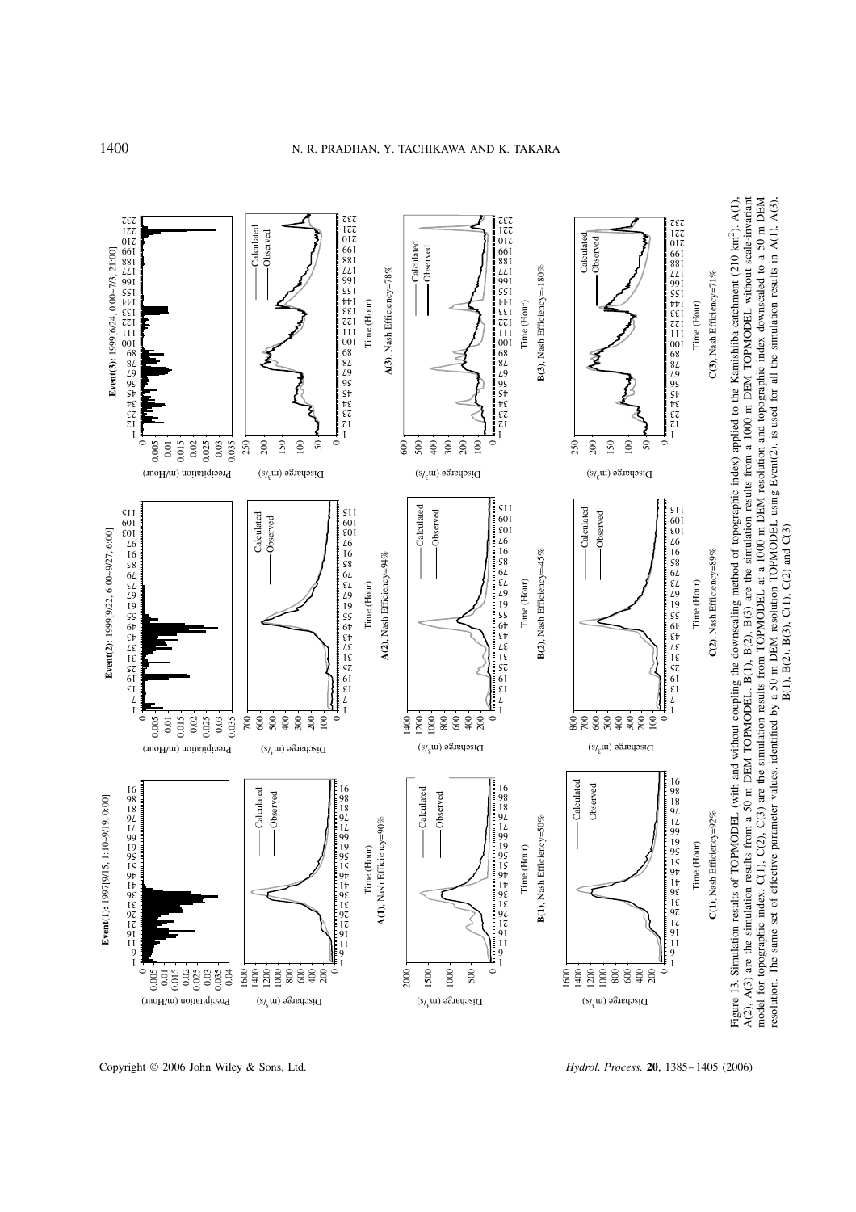Figure 13. Simulation results of TOPMODEL (with and without coupling the downscaling method of topographic index) applied to the Kamishiiba catchment (210 km$^2$). A(1), A(2), A(3) are the simulation results from a 50 m DEM TOPMODEL. B(1), B(2), B(3) are the simulation results from a 1000 m DEM TOPMODEL without scale-invariant model for topographic index. C(1), C(2), C(3) are the simulation results from TOPMODEL at a 1000 m DEM resolution and topographic index downscaled to a 50 m DEM resolution. The same set of effective parameter values, identified by a 50 m DEM resolution TOPMODEL using Event(2), is used for all the simulation results in A(1), A(3), B(1), B(2), B(3), C(1), C(2) and C(3)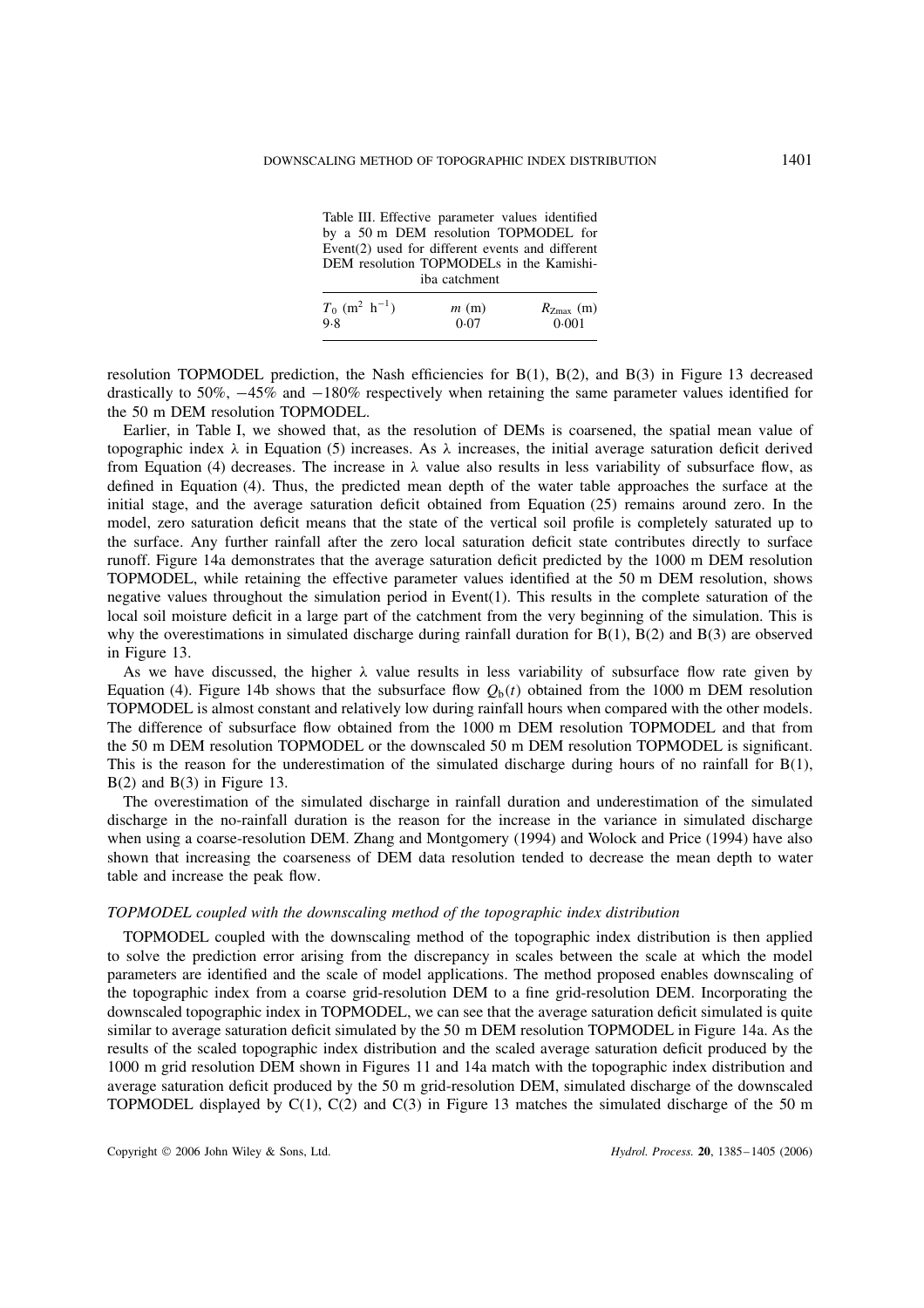Table III. Effective parameter values identified by a 50 m DEM resolution TOPMODEL for Event(2) used for different events and different DEM resolution TOPMODELs in the Kamishiiba catchment

| $T_0$ ($m^2$ $h^{-1}$) | $m$ (m) | $R_{Zmax}$ (m) |
|---|---|---|
| 9·8 | 0·07 | 0·001 |

resolution TOPMODEL prediction, the Nash efficiencies for B(1), B(2), and B(3) in Figure 13 decreased drastically to 50%, −45% and −180% respectively when retaining the same parameter values identified for the 50 m DEM resolution TOPMODEL.

Earlier, in Table I, we showed that, as the resolution of DEMs is coarsened, the spatial mean value of topographic index $\lambda$ in Equation (5) increases. As $\lambda$ increases, the initial average saturation deficit derived from Equation (4) decreases. The increase in $\lambda$ value also results in less variability of subsurface flow, as defined in Equation (4). Thus, the predicted mean depth of the water table approaches the surface at the initial stage, and the average saturation deficit obtained from Equation (25) remains around zero. In the model, zero saturation deficit means that the state of the vertical soil profile is completely saturated up to the surface. Any further rainfall after the zero local saturation deficit state contributes directly to surface runoff. Figure 14a demonstrates that the average saturation deficit predicted by the 1000 m DEM resolution TOPMODEL, while retaining the effective parameter values identified at the 50 m DEM resolution, shows negative values throughout the simulation period in Event(1). This results in the complete saturation of the local soil moisture deficit in a large part of the catchment from the very beginning of the simulation. This is why the overestimations in simulated discharge during rainfall duration for B(1), B(2) and B(3) are observed in Figure 13.

As we have discussed, the higher $\lambda$ value results in less variability of subsurface flow rate given by Equation (4). Figure 14b shows that the subsurface flow $Q_b(t)$ obtained from the 1000 m DEM resolution TOPMODEL is almost constant and relatively low during rainfall hours when compared with the other models. The difference of subsurface flow obtained from the 1000 m DEM resolution TOPMODEL and that from the 50 m DEM resolution TOPMODEL or the downscaled 50 m DEM resolution TOPMODEL is significant. This is the reason for the underestimation of the simulated discharge during hours of no rainfall for B(1), B(2) and B(3) in Figure 13.

The overestimation of the simulated discharge in rainfall duration and underestimation of the simulated discharge in the no-rainfall duration is the reason for the increase in the variance in simulated discharge when using a coarse-resolution DEM. Zhang and Montgomery (1994) and Wolock and Price (1994) have also shown that increasing the coarseness of DEM data resolution tended to decrease the mean depth to water table and increase the peak flow.

*TOPMODEL coupled with the downscaling method of the topographic index distribution*

TOPMODEL coupled with the downscaling method of the topographic index distribution is then applied to solve the prediction error arising from the discrepancy in scales between the scale at which the model parameters are identified and the scale of model applications. The method proposed enables downscaling of the topographic index from a coarse grid-resolution DEM to a fine grid-resolution DEM. Incorporating the downscaled topographic index in TOPMODEL, we can see that the average saturation deficit simulated is quite similar to average saturation deficit simulated by the 50 m DEM resolution TOPMODEL in Figure 14a. As the results of the scaled topographic index distribution and the scaled average saturation deficit produced by the 1000 m grid resolution DEM shown in Figures 11 and 14a match with the topographic index distribution and average saturation deficit produced by the 50 m grid-resolution DEM, simulated discharge of the downscaled TOPMODEL displayed by C(1), C(2) and C(3) in Figure 13 matches the simulated discharge of the 50 m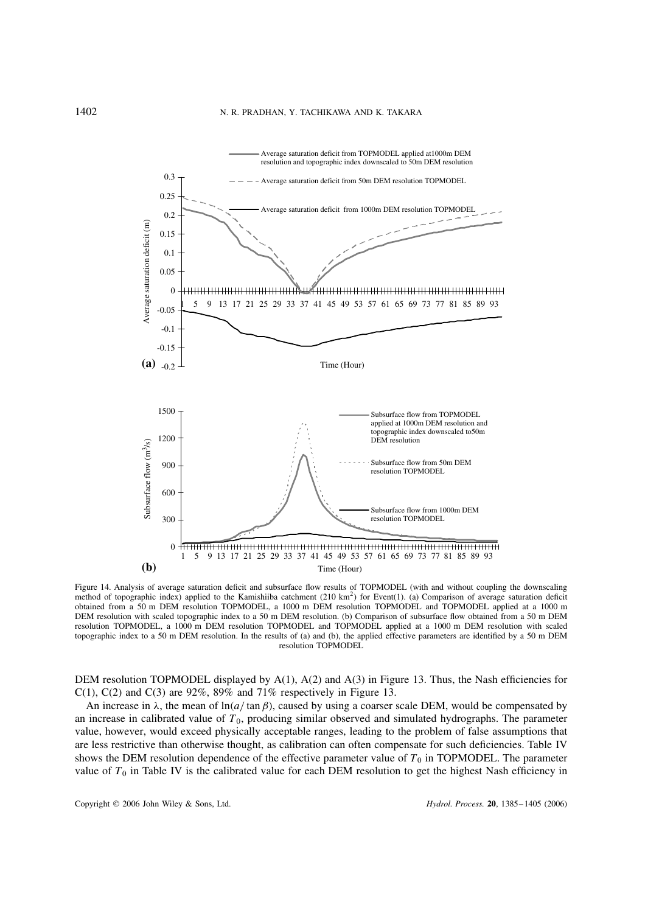Figure 14. Analysis of average saturation deficit and subsurface flow results of TOPMODEL (with and without coupling the downscaling method of topographic index) applied to the Kamishiiba catchment (210 km$^2$) for Event(1). (a) Comparison of average saturation deficit obtained from a 50 m DEM resolution TOPMODEL, a 1000 m DEM resolution TOPMODEL and TOPMODEL applied at a 1000 m DEM resolution with scaled topographic index to a 50 m DEM resolution. (b) Comparison of subsurface flow obtained from a 50 m DEM resolution TOPMODEL, a 1000 m DEM resolution TOPMODEL and TOPMODEL applied at a 1000 m DEM resolution with scaled topographic index to a 50 m DEM resolution. In the results of (a) and (b), the applied effective parameters are identified by a 50 m DEM resolution TOPMODEL

DEM resolution TOPMODEL displayed by A(1), A(2) and A(3) in Figure 13. Thus, the Nash efficiencies for C(1), C(2) and C(3) are 92%, 89% and 71% respectively in Figure 13.

An increase in $\lambda$, the mean of $\ln(a/\tan\beta)$, caused by using a coarser scale DEM, would be compensated by an increase in calibrated value of $T_0$, producing similar observed and simulated hydrographs. The parameter value, however, would exceed physically acceptable ranges, leading to the problem of false assumptions that are less restrictive than otherwise thought, as calibration can often compensate for such deficiencies. Table IV shows the DEM resolution dependence of the effective parameter value of $T_0$ in TOPMODEL. The parameter value of $T_0$ in Table IV is the calibrated value for each DEM resolution to get the highest Nash efficiency in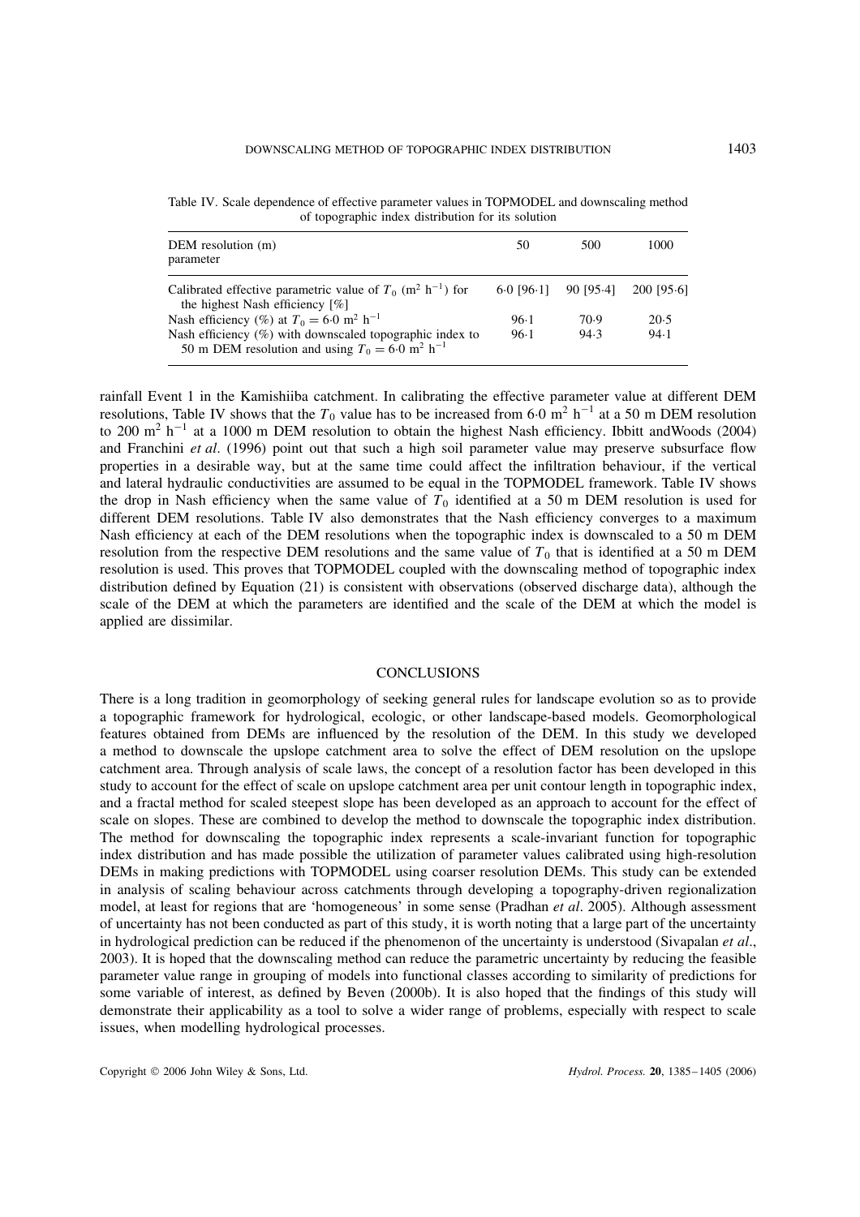Table IV. Scale dependence of effective parameter values in TOPMODEL and downscaling method of topographic index distribution for its solution

| DEM resolution (m) parameter | 50 | 500 | 1000 |
|---|---|---|---|
| Calibrated effective parametric value of $T_0$ ($m^2\ h^{-1}$) for the highest Nash efficiency [%] | 6·0 [96·1] | 90 [95·4] | 200 [95·6] |
| Nash efficiency (%) at $T_0 = 6{\cdot}0\ m^2\ h^{-1}$ | 96·1 | 70·9 | 20·5 |
| Nash efficiency (%) with downscaled topographic index to 50 m DEM resolution and using $T_0 = 6{\cdot}0\ m^2\ h^{-1}$ | 96·1 | 94·3 | 94·1 |

rainfall Event 1 in the Kamishiiba catchment. In calibrating the effective parameter value at different DEM resolutions, Table IV shows that the $T_0$ value has to be increased from 6·0 $m^2\ h^{-1}$ at a 50 m DEM resolution to 200 $m^2\ h^{-1}$ at a 1000 m DEM resolution to obtain the highest Nash efficiency. Ibbitt andWoods (2004) and Franchini *et al*. (1996) point out that such a high soil parameter value may preserve subsurface flow properties in a desirable way, but at the same time could affect the infiltration behaviour, if the vertical and lateral hydraulic conductivities are assumed to be equal in the TOPMODEL framework. Table IV shows the drop in Nash efficiency when the same value of $T_0$ identified at a 50 m DEM resolution is used for different DEM resolutions. Table IV also demonstrates that the Nash efficiency converges to a maximum Nash efficiency at each of the DEM resolutions when the topographic index is downscaled to a 50 m DEM resolution from the respective DEM resolutions and the same value of $T_0$ that is identified at a 50 m DEM resolution is used. This proves that TOPMODEL coupled with the downscaling method of topographic index distribution defined by Equation (21) is consistent with observations (observed discharge data), although the scale of the DEM at which the parameters are identified and the scale of the DEM at which the model is applied are dissimilar.

## CONCLUSIONS

There is a long tradition in geomorphology of seeking general rules for landscape evolution so as to provide a topographic framework for hydrological, ecologic, or other landscape-based models. Geomorphological features obtained from DEMs are influenced by the resolution of the DEM. In this study we developed a method to downscale the upslope catchment area to solve the effect of DEM resolution on the upslope catchment area. Through analysis of scale laws, the concept of a resolution factor has been developed in this study to account for the effect of scale on upslope catchment area per unit contour length in topographic index, and a fractal method for scaled steepest slope has been developed as an approach to account for the effect of scale on slopes. These are combined to develop the method to downscale the topographic index distribution. The method for downscaling the topographic index represents a scale-invariant function for topographic index distribution and has made possible the utilization of parameter values calibrated using high-resolution DEMs in making predictions with TOPMODEL using coarser resolution DEMs. This study can be extended in analysis of scaling behaviour across catchments through developing a topography-driven regionalization model, at least for regions that are 'homogeneous' in some sense (Pradhan *et al*. 2005). Although assessment of uncertainty has not been conducted as part of this study, it is worth noting that a large part of the uncertainty in hydrological prediction can be reduced if the phenomenon of the uncertainty is understood (Sivapalan *et al*., 2003). It is hoped that the downscaling method can reduce the parametric uncertainty by reducing the feasible parameter value range in grouping of models into functional classes according to similarity of predictions for some variable of interest, as defined by Beven (2000b). It is also hoped that the findings of this study will demonstrate their applicability as a tool to solve a wider range of problems, especially with respect to scale issues, when modelling hydrological processes.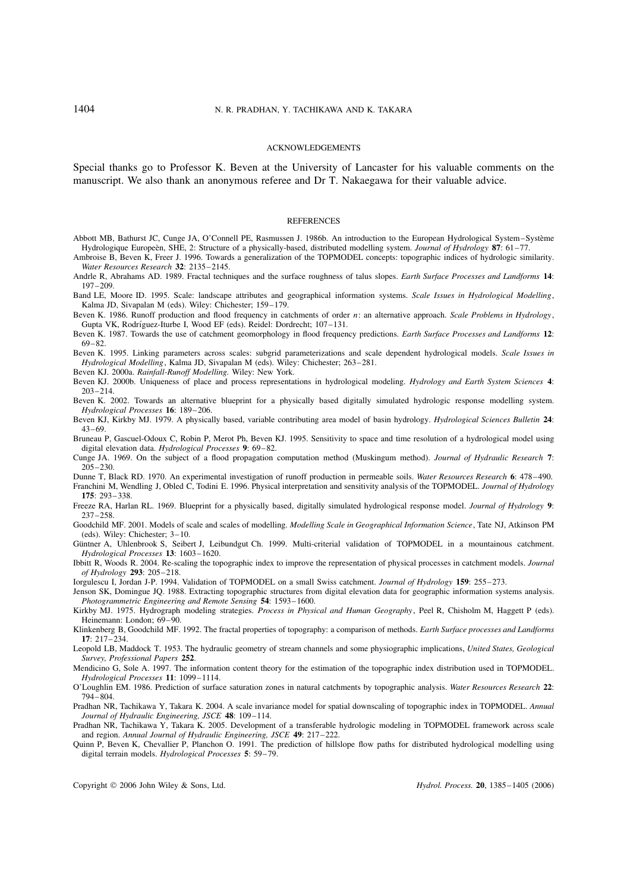## ACKNOWLEDGEMENTS

Special thanks go to Professor K. Beven at the University of Lancaster for his valuable comments on the manuscript. We also thank an anonymous referee and Dr T. Nakaegawa for their valuable advice.

## REFERENCES

Abbott MB, Bathurst JC, Cunge JA, O'Connell PE, Rasmussen J. 1986b. An introduction to the European Hydrological System–Système Hydrologique Europeèn, SHE, 2: Structure of a physically-based, distributed modelling system. *Journal of Hydrology* **87**: 61–77.

Ambroise B, Beven K, Freer J. 1996. Towards a generalization of the TOPMODEL concepts: topographic indices of hydrologic similarity. *Water Resources Research* **32**: 2135–2145.

Andrle R, Abrahams AD. 1989. Fractal techniques and the surface roughness of talus slopes. *Earth Surface Processes and Landforms* **14**: 197–209.

Band LE, Moore ID. 1995. Scale: landscape attributes and geographical information systems. *Scale Issues in Hydrological Modelling*, Kalma JD, Sivapalan M (eds). Wiley: Chichester; 159–179.

Beven K. 1986. Runoff production and flood frequency in catchments of order *n*: an alternative approach. *Scale Problems in Hydrology*, Gupta VK, Rodríguez-Iturbe I, Wood EF (eds). Reidel: Dordrecht; 107–131.

Beven K. 1987. Towards the use of catchment geomorphology in flood frequency predictions. *Earth Surface Processes and Landforms* **12**: 69–82.

Beven K. 1995. Linking parameters across scales: subgrid parameterizations and scale dependent hydrological models. *Scale Issues in Hydrological Modelling*, Kalma JD, Sivapalan M (eds). Wiley: Chichester; 263–281.

Beven KJ. 2000a. *Rainfall-Runoff Modelling.* Wiley: New York.

Beven KJ. 2000b. Uniqueness of place and process representations in hydrological modeling. *Hydrology and Earth System Sciences* **4**: 203–214.

Beven K. 2002. Towards an alternative blueprint for a physically based digitally simulated hydrologic response modelling system. *Hydrological Processes* **16**: 189–206.

Beven KJ, Kirkby MJ. 1979. A physically based, variable contributing area model of basin hydrology. *Hydrological Sciences Bulletin* **24**: 43–69.

Bruneau P, Gascuel-Odoux C, Robin P, Merot Ph, Beven KJ. 1995. Sensitivity to space and time resolution of a hydrological model using digital elevation data. *Hydrological Processes* **9**: 69–82.

Cunge JA. 1969. On the subject of a flood propagation computation method (Muskingum method). *Journal of Hydraulic Research* **7**: 205–230.

Dunne T, Black RD. 1970. An experimental investigation of runoff production in permeable soils. *Water Resources Research* **6**: 478–490.

Franchini M, Wendling J, Obled C, Todini E. 1996. Physical interpretation and sensitivity analysis of the TOPMODEL. *Journal of Hydrology* **175**: 293–338.

Freeze RA, Harlan RL. 1969. Blueprint for a physically based, digitally simulated hydrological response model. *Journal of Hydrology* **9**: 237–258.

Goodchild MF. 2001. Models of scale and scales of modelling. *Modelling Scale in Geographical Information Science*, Tate NJ, Atkinson PM (eds). Wiley: Chichester; 3–10.

Güntner A, Uhlenbrook S, Seibert J, Leibundgut Ch. 1999. Multi-criterial validation of TOPMODEL in a mountainous catchment. *Hydrological Processes* **13**: 1603–1620.

Ibbitt R, Woods R. 2004. Re-scaling the topographic index to improve the representation of physical processes in catchment models. *Journal of Hydrology* **293**: 205–218.

Iorgulescu I, Jordan J-P. 1994. Validation of TOPMODEL on a small Swiss catchment. *Journal of Hydrology* **159**: 255–273.

Jenson SK, Domingue JQ. 1988. Extracting topographic structures from digital elevation data for geographic information systems analysis. *Photogrammetric Engineering and Remote Sensing* **54**: 1593–1600.

Kirkby MJ. 1975. Hydrograph modeling strategies. *Process in Physical and Human Geography*, Peel R, Chisholm M, Haggett P (eds). Heinemann: London; 69–90.

Klinkenberg B, Goodchild MF. 1992. The fractal properties of topography: a comparison of methods. *Earth Surface processes and Landforms* **17**: 217–234.

Leopold LB, Maddock T. 1953. The hydraulic geometry of stream channels and some physiographic implications, *United States, Geological Survey, Professional Papers* **252**.

Mendicino G, Sole A. 1997. The information content theory for the estimation of the topographic index distribution used in TOPMODEL. *Hydrological Processes* **11**: 1099–1114.

O'Loughlin EM. 1986. Prediction of surface saturation zones in natural catchments by topographic analysis. *Water Resources Research* **22**: 794–804.

Pradhan NR, Tachikawa Y, Takara K. 2004. A scale invariance model for spatial downscaling of topographic index in TOPMODEL. *Annual Journal of Hydraulic Engineering, JSCE* **48**: 109–114.

Pradhan NR, Tachikawa Y, Takara K. 2005. Development of a transferable hydrologic modeling in TOPMODEL framework across scale and region. *Annual Journal of Hydraulic Engineering, JSCE* **49**: 217–222.

Quinn P, Beven K, Chevallier P, Planchon O. 1991. The prediction of hillslope flow paths for distributed hydrological modelling using digital terrain models. *Hydrological Processes* **5**: 59–79.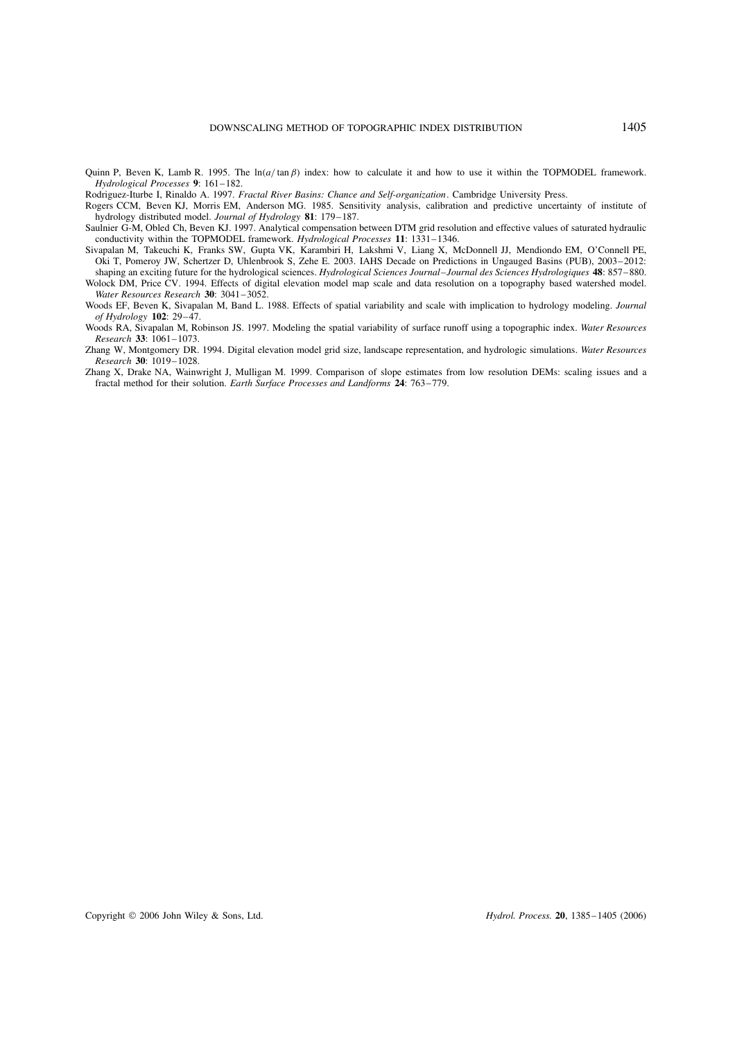Quinn P, Beven K, Lamb R. 1995. The $\ln(a/\tan\beta)$ index: how to calculate it and how to use it within the TOPMODEL framework. *Hydrological Processes* **9**: 161–182.

Rodriguez-Iturbe I, Rinaldo A. 1997. *Fractal River Basins: Chance and Self-organization*. Cambridge University Press.

Rogers CCM, Beven KJ, Morris EM, Anderson MG. 1985. Sensitivity analysis, calibration and predictive uncertainty of institute of hydrology distributed model. *Journal of Hydrology* **81**: 179–187.

Saulnier G-M, Obled Ch, Beven KJ. 1997. Analytical compensation between DTM grid resolution and effective values of saturated hydraulic conductivity within the TOPMODEL framework. *Hydrological Processes* **11**: 1331–1346.

Sivapalan M, Takeuchi K, Franks SW, Gupta VK, Karambiri H, Lakshmi V, Liang X, McDonnell JJ, Mendiondo EM, O'Connell PE, Oki T, Pomeroy JW, Schertzer D, Uhlenbrook S, Zehe E. 2003. IAHS Decade on Predictions in Ungauged Basins (PUB), 2003–2012: shaping an exciting future for the hydrological sciences. *Hydrological Sciences Journal–Journal des Sciences Hydrologiques* **48**: 857–880.

Wolock DM, Price CV. 1994. Effects of digital elevation model map scale and data resolution on a topography based watershed model. *Water Resources Research* **30**: 3041–3052.

Woods EF, Beven K, Sivapalan M, Band L. 1988. Effects of spatial variability and scale with implication to hydrology modeling. *Journal of Hydrology* **102**: 29–47.

Woods RA, Sivapalan M, Robinson JS. 1997. Modeling the spatial variability of surface runoff using a topographic index. *Water Resources Research* **33**: 1061–1073.

Zhang W, Montgomery DR. 1994. Digital elevation model grid size, landscape representation, and hydrologic simulations. *Water Resources Research* **30**: 1019–1028.

Zhang X, Drake NA, Wainwright J, Mulligan M. 1999. Comparison of slope estimates from low resolution DEMs: scaling issues and a fractal method for their solution. *Earth Surface Processes and Landforms* **24**: 763–779.